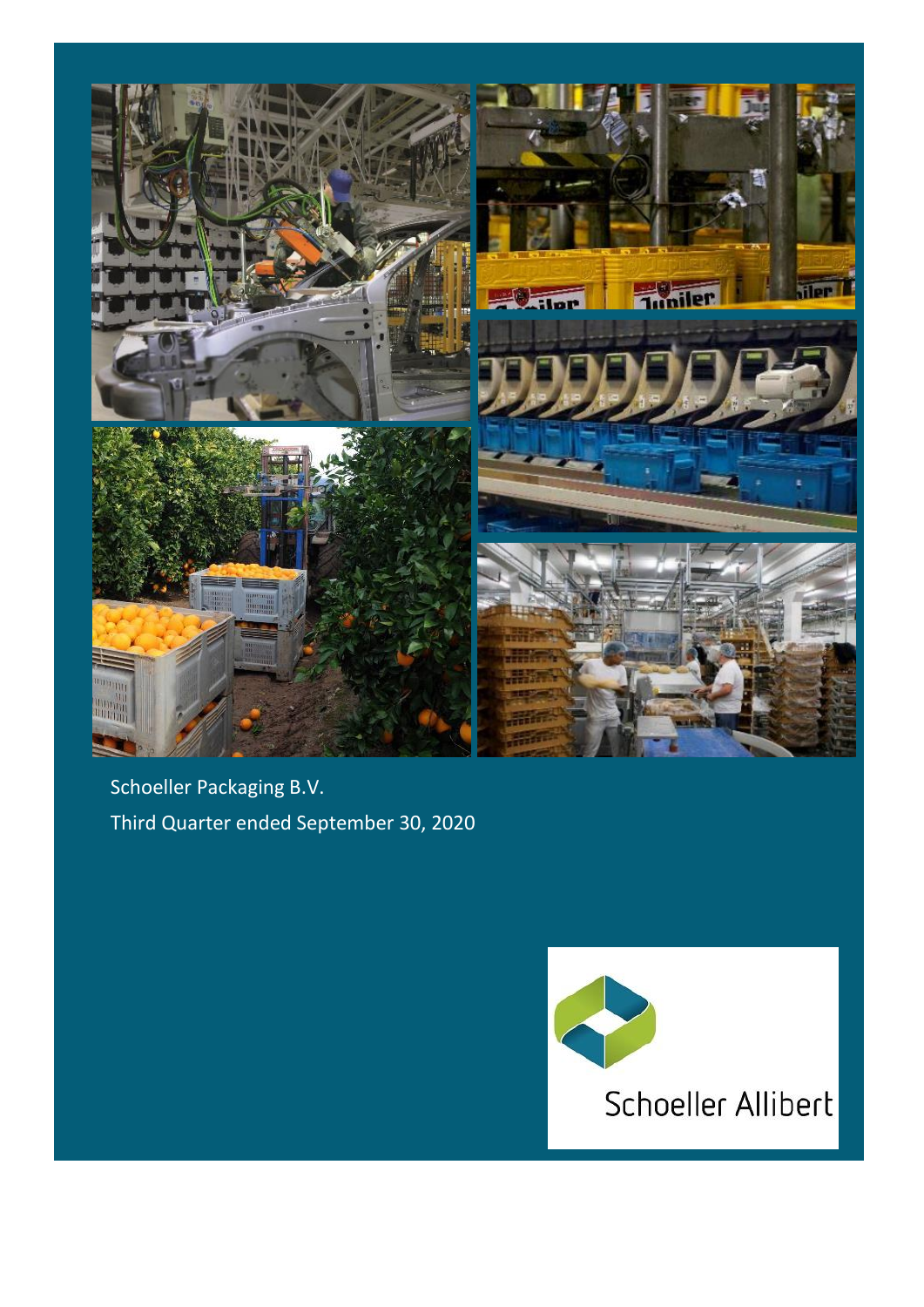Schoeller Packaging B.V.

Third Quarter ended September 30, 2020

Schoeller Allibert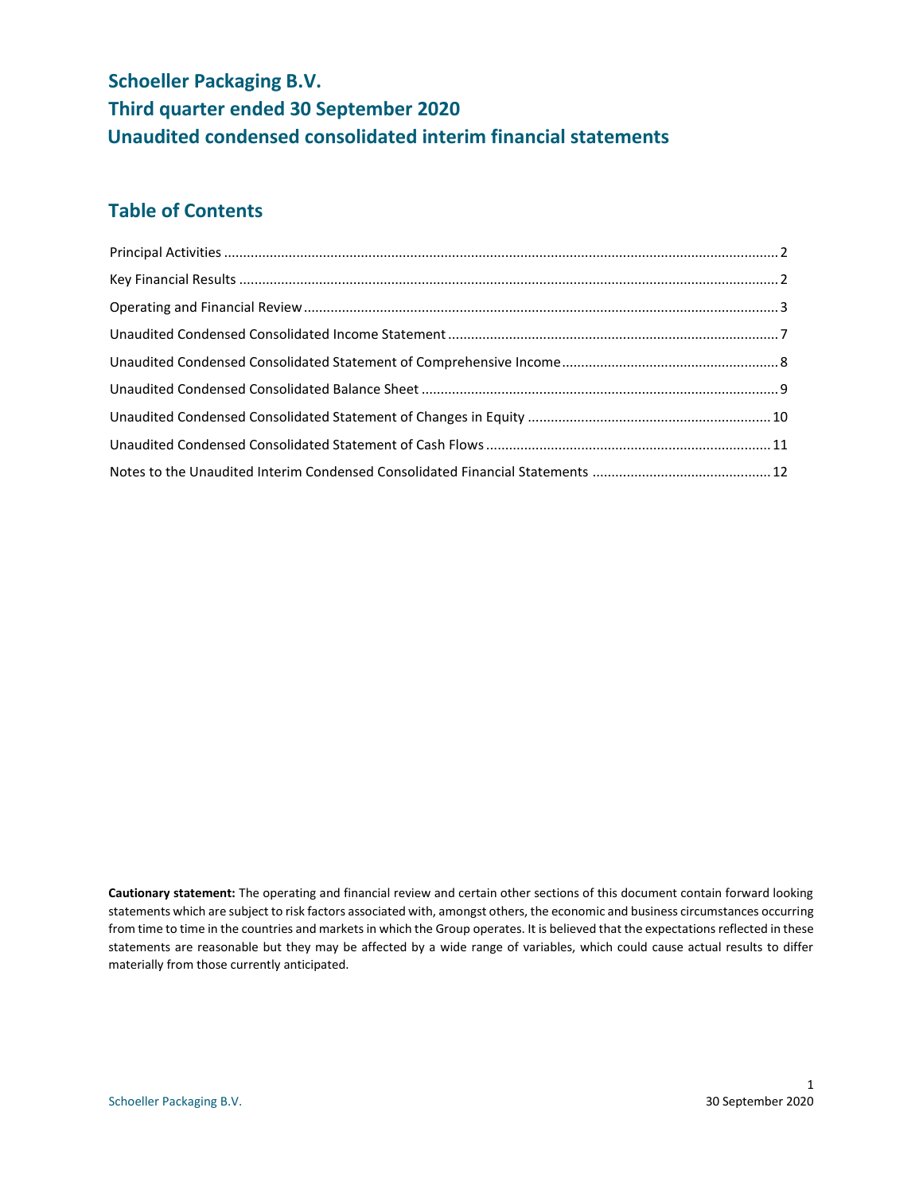# Schoeller Packaging B.V.
# Third quarter ended 30 September 2020
# Unaudited condensed consolidated interim financial statements

## Table of Contents

| | |
|---|---|
| Principal Activities | 2 |
| Key Financial Results | 2 |
| Operating and Financial Review | 3 |
| Unaudited Condensed Consolidated Income Statement | 7 |
| Unaudited Condensed Consolidated Statement of Comprehensive Income | 8 |
| Unaudited Condensed Consolidated Balance Sheet | 9 |
| Unaudited Condensed Consolidated Statement of Changes in Equity | 10 |
| Unaudited Condensed Consolidated Statement of Cash Flows | 11 |
| Notes to the Unaudited Interim Condensed Consolidated Financial Statements | 12 |

**Cautionary statement:** The operating and financial review and certain other sections of this document contain forward looking statements which are subject to risk factors associated with, amongst others, the economic and business circumstances occurring from time to time in the countries and markets in which the Group operates. It is believed that the expectations reflected in these statements are reasonable but they may be affected by a wide range of variables, which could cause actual results to differ materially from those currently anticipated.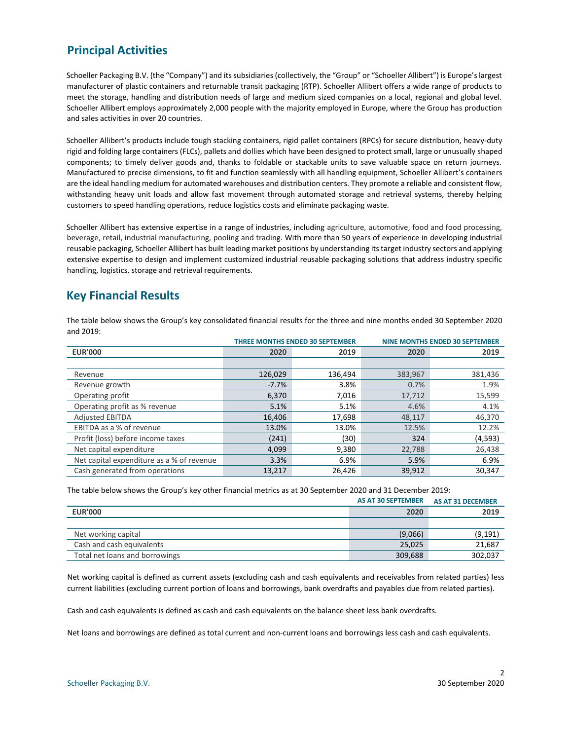## Principal Activities

Schoeller Packaging B.V. (the "Company") and its subsidiaries (collectively, the "Group" or "Schoeller Allibert") is Europe's largest manufacturer of plastic containers and returnable transit packaging (RTP). Schoeller Allibert offers a wide range of products to meet the storage, handling and distribution needs of large and medium sized companies on a local, regional and global level. Schoeller Allibert employs approximately 2,000 people with the majority employed in Europe, where the Group has production and sales activities in over 20 countries.

Schoeller Allibert's products include tough stacking containers, rigid pallet containers (RPCs) for secure distribution, heavy-duty rigid and folding large containers (FLCs), pallets and dollies which have been designed to protect small, large or unusually shaped components; to timely deliver goods and, thanks to foldable or stackable units to save valuable space on return journeys. Manufactured to precise dimensions, to fit and function seamlessly with all handling equipment, Schoeller Allibert's containers are the ideal handling medium for automated warehouses and distribution centers. They promote a reliable and consistent flow, withstanding heavy unit loads and allow fast movement through automated storage and retrieval systems, thereby helping customers to speed handling operations, reduce logistics costs and eliminate packaging waste.

Schoeller Allibert has extensive expertise in a range of industries, including agriculture, automotive, food and food processing, beverage, retail, industrial manufacturing, pooling and trading. With more than 50 years of experience in developing industrial reusable packaging, Schoeller Allibert has built leading market positions by understanding its target industry sectors and applying extensive expertise to design and implement customized industrial reusable packaging solutions that address industry specific handling, logistics, storage and retrieval requirements.

## Key Financial Results

The table below shows the Group's key consolidated financial results for the three and nine months ended 30 September 2020 and 2019:

| | THREE MONTHS ENDED 30 SEPTEMBER | | NINE MONTHS ENDED 30 SEPTEMBER | |
|---|---|---|---|---|
| **EUR'000** | **2020** | **2019** | **2020** | **2019** |
| Revenue | 126,029 | 136,494 | 383,967 | 381,436 |
| Revenue growth | -7.7% | 3.8% | 0.7% | 1.9% |
| Operating profit | 6,370 | 7,016 | 17,712 | 15,599 |
| Operating profit as % revenue | 5.1% | 5.1% | 4.6% | 4.1% |
| Adjusted EBITDA | 16,406 | 17,698 | 48,117 | 46,370 |
| EBITDA as a % of revenue | 13.0% | 13.0% | 12.5% | 12.2% |
| Profit (loss) before income taxes | (241) | (30) | 324 | (4,593) |
| Net capital expenditure | 4,099 | 9,380 | 22,788 | 26,438 |
| Net capital expenditure as a % of revenue | 3.3% | 6.9% | 5.9% | 6.9% |
| Cash generated from operations | 13,217 | 26,426 | 39,912 | 30,347 |

The table below shows the Group's key other financial metrics as at 30 September 2020 and 31 December 2019:

| | AS AT 30 SEPTEMBER | AS AT 31 DECEMBER |
|---|---|---|
| **EUR'000** | **2020** | **2019** |
| Net working capital | (9,066) | (9,191) |
| Cash and cash equivalents | 25,025 | 21,687 |
| Total net loans and borrowings | 309,688 | 302,037 |

Net working capital is defined as current assets (excluding cash and cash equivalents and receivables from related parties) less current liabilities (excluding current portion of loans and borrowings, bank overdrafts and payables due from related parties).

Cash and cash equivalents is defined as cash and cash equivalents on the balance sheet less bank overdrafts.

Net loans and borrowings are defined as total current and non-current loans and borrowings less cash and cash equivalents.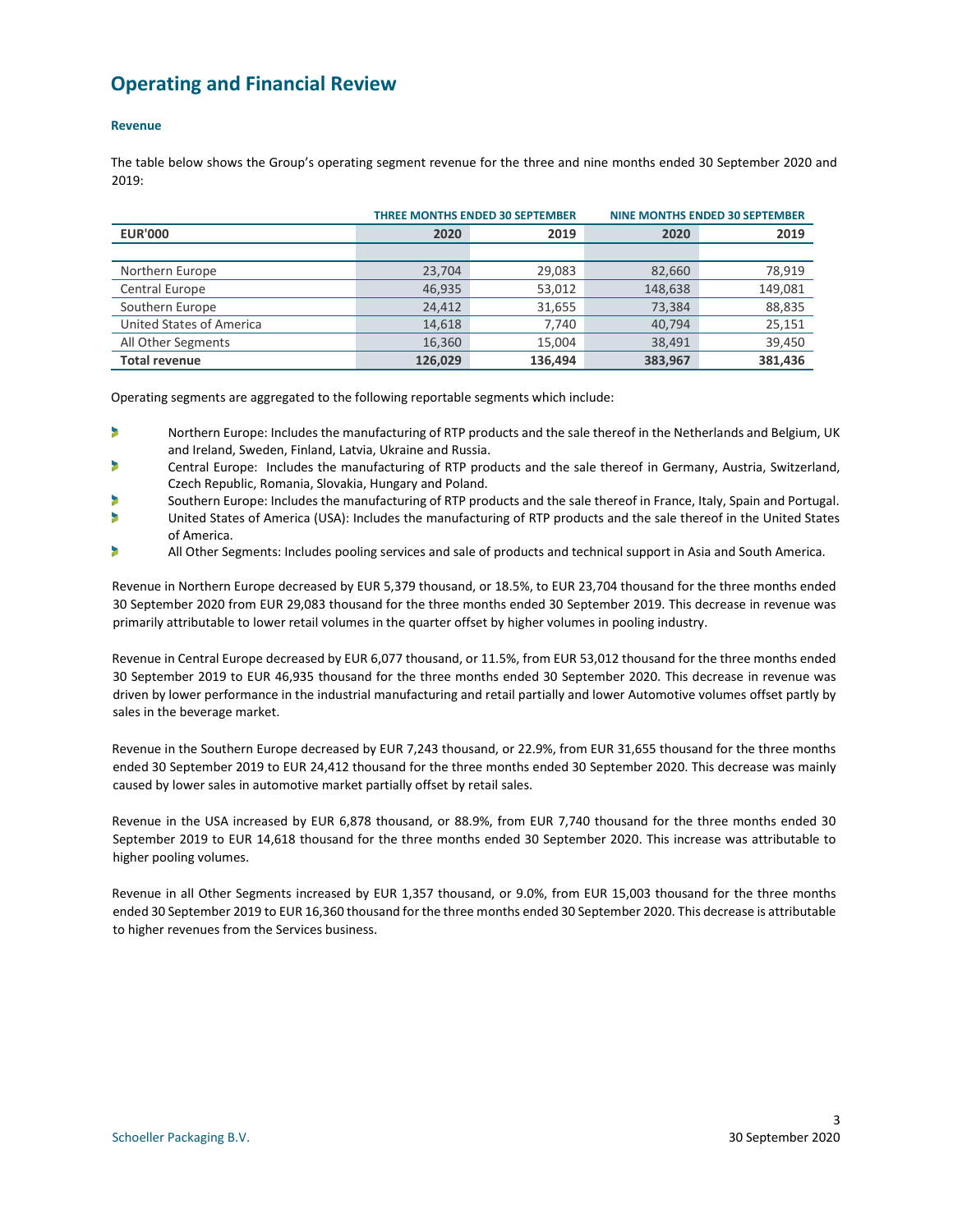# Operating and Financial Review

## Revenue

The table below shows the Group's operating segment revenue for the three and nine months ended 30 September 2020 and 2019:

| | THREE MONTHS ENDED 30 SEPTEMBER | | NINE MONTHS ENDED 30 SEPTEMBER | |
|---|---|---|---|---|
| **EUR'000** | **2020** | **2019** | **2020** | **2019** |
| Northern Europe | 23,704 | 29,083 | 82,660 | 78,919 |
| Central Europe | 46,935 | 53,012 | 148,638 | 149,081 |
| Southern Europe | 24,412 | 31,655 | 73,384 | 88,835 |
| United States of America | 14,618 | 7,740 | 40,794 | 25,151 |
| All Other Segments | 16,360 | 15,004 | 38,491 | 39,450 |
| **Total revenue** | **126,029** | **136,494** | **383,967** | **381,436** |

Operating segments are aggregated to the following reportable segments which include:

- Northern Europe: Includes the manufacturing of RTP products and the sale thereof in the Netherlands and Belgium, UK and Ireland, Sweden, Finland, Latvia, Ukraine and Russia.
- Central Europe: Includes the manufacturing of RTP products and the sale thereof in Germany, Austria, Switzerland, Czech Republic, Romania, Slovakia, Hungary and Poland.
- Southern Europe: Includes the manufacturing of RTP products and the sale thereof in France, Italy, Spain and Portugal.
- United States of America (USA): Includes the manufacturing of RTP products and the sale thereof in the United States of America.
- All Other Segments: Includes pooling services and sale of products and technical support in Asia and South America.

Revenue in Northern Europe decreased by EUR 5,379 thousand, or 18.5%, to EUR 23,704 thousand for the three months ended 30 September 2020 from EUR 29,083 thousand for the three months ended 30 September 2019. This decrease in revenue was primarily attributable to lower retail volumes in the quarter offset by higher volumes in pooling industry.

Revenue in Central Europe decreased by EUR 6,077 thousand, or 11.5%, from EUR 53,012 thousand for the three months ended 30 September 2019 to EUR 46,935 thousand for the three months ended 30 September 2020. This decrease in revenue was driven by lower performance in the industrial manufacturing and retail partially and lower Automotive volumes offset partly by sales in the beverage market.

Revenue in the Southern Europe decreased by EUR 7,243 thousand, or 22.9%, from EUR 31,655 thousand for the three months ended 30 September 2019 to EUR 24,412 thousand for the three months ended 30 September 2020. This decrease was mainly caused by lower sales in automotive market partially offset by retail sales.

Revenue in the USA increased by EUR 6,878 thousand, or 88.9%, from EUR 7,740 thousand for the three months ended 30 September 2019 to EUR 14,618 thousand for the three months ended 30 September 2020. This increase was attributable to higher pooling volumes.

Revenue in all Other Segments increased by EUR 1,357 thousand, or 9.0%, from EUR 15,003 thousand for the three months ended 30 September 2019 to EUR 16,360 thousand for the three months ended 30 September 2020. This decrease is attributable to higher revenues from the Services business.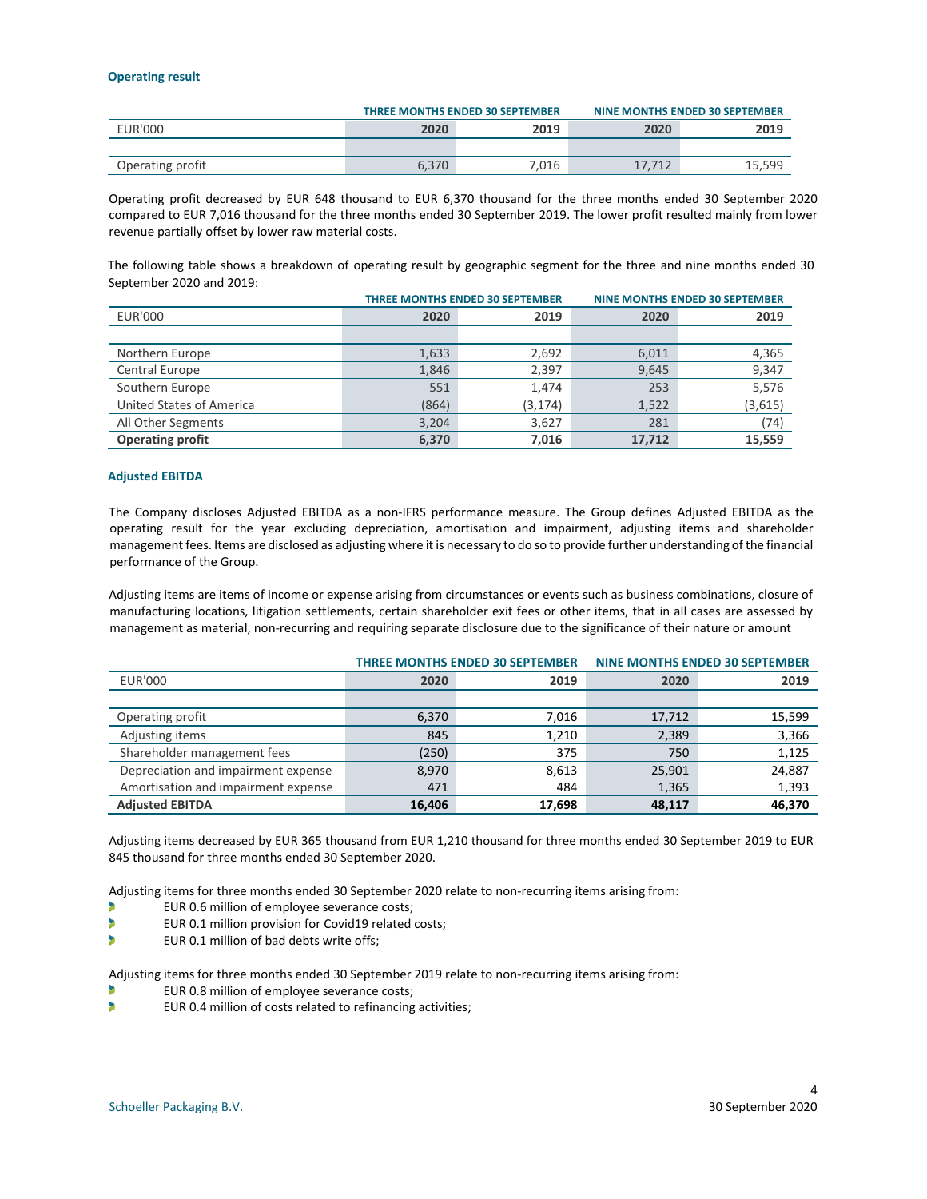### Operating result

| | THREE MONTHS ENDED 30 SEPTEMBER | | NINE MONTHS ENDED 30 SEPTEMBER | |
|---|---|---|---|---|
| EUR'000 | 2020 | 2019 | 2020 | 2019 |
| | | | | |
| Operating profit | 6,370 | 7,016 | 17,712 | 15,599 |

Operating profit decreased by EUR 648 thousand to EUR 6,370 thousand for the three months ended 30 September 2020 compared to EUR 7,016 thousand for the three months ended 30 September 2019. The lower profit resulted mainly from lower revenue partially offset by lower raw material costs.

The following table shows a breakdown of operating result by geographic segment for the three and nine months ended 30 September 2020 and 2019:

| | THREE MONTHS ENDED 30 SEPTEMBER | | NINE MONTHS ENDED 30 SEPTEMBER | |
|---|---|---|---|---|
| EUR'000 | 2020 | 2019 | 2020 | 2019 |
| | | | | |
| Northern Europe | 1,633 | 2,692 | 6,011 | 4,365 |
| Central Europe | 1,846 | 2,397 | 9,645 | 9,347 |
| Southern Europe | 551 | 1,474 | 253 | 5,576 |
| United States of America | (864) | (3,174) | 1,522 | (3,615) |
| All Other Segments | 3,204 | 3,627 | 281 | (74) |
| **Operating profit** | **6,370** | **7,016** | **17,712** | **15,559** |

### Adjusted EBITDA

The Company discloses Adjusted EBITDA as a non-IFRS performance measure. The Group defines Adjusted EBITDA as the operating result for the year excluding depreciation, amortisation and impairment, adjusting items and shareholder management fees. Items are disclosed as adjusting where it is necessary to do so to provide further understanding of the financial performance of the Group.

Adjusting items are items of income or expense arising from circumstances or events such as business combinations, closure of manufacturing locations, litigation settlements, certain shareholder exit fees or other items, that in all cases are assessed by management as material, non-recurring and requiring separate disclosure due to the significance of their nature or amount

| | THREE MONTHS ENDED 30 SEPTEMBER | | NINE MONTHS ENDED 30 SEPTEMBER | |
|---|---|---|---|---|
| EUR'000 | 2020 | 2019 | 2020 | 2019 |
| | | | | |
| Operating profit | 6,370 | 7,016 | 17,712 | 15,599 |
| Adjusting items | 845 | 1,210 | 2,389 | 3,366 |
| Shareholder management fees | (250) | 375 | 750 | 1,125 |
| Depreciation and impairment expense | 8,970 | 8,613 | 25,901 | 24,887 |
| Amortisation and impairment expense | 471 | 484 | 1,365 | 1,393 |
| **Adjusted EBITDA** | **16,406** | **17,698** | **48,117** | **46,370** |

Adjusting items decreased by EUR 365 thousand from EUR 1,210 thousand for three months ended 30 September 2019 to EUR 845 thousand for three months ended 30 September 2020.

Adjusting items for three months ended 30 September 2020 relate to non-recurring items arising from:

- EUR 0.6 million of employee severance costs;
- EUR 0.1 million provision for Covid19 related costs;
- EUR 0.1 million of bad debts write offs;

Adjusting items for three months ended 30 September 2019 relate to non-recurring items arising from:

- EUR 0.8 million of employee severance costs;
- EUR 0.4 million of costs related to refinancing activities;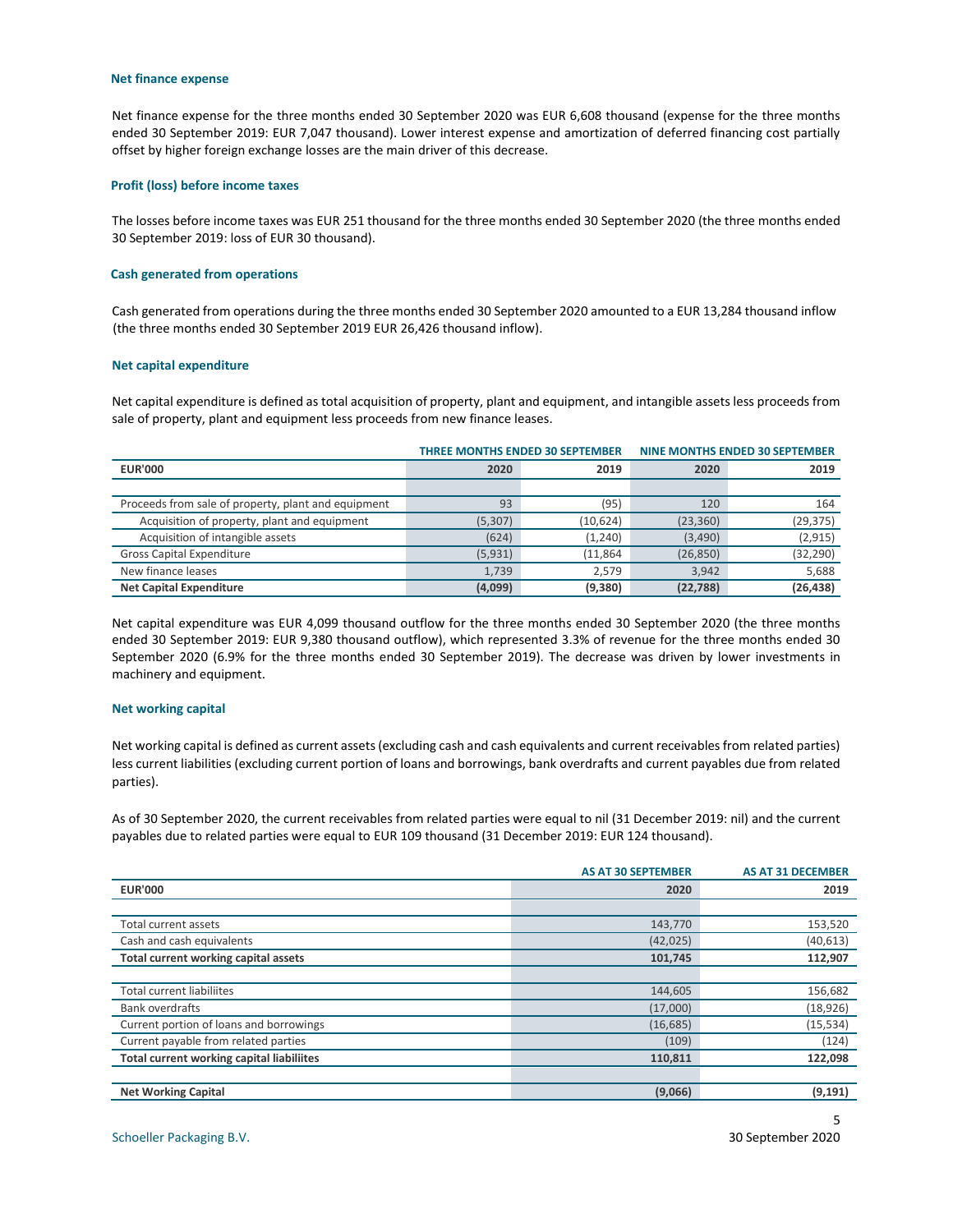### Net finance expense

Net finance expense for the three months ended 30 September 2020 was EUR 6,608 thousand (expense for the three months ended 30 September 2019: EUR 7,047 thousand). Lower interest expense and amortization of deferred financing cost partially offset by higher foreign exchange losses are the main driver of this decrease.

### Profit (loss) before income taxes

The losses before income taxes was EUR 251 thousand for the three months ended 30 September 2020 (the three months ended 30 September 2019: loss of EUR 30 thousand).

### Cash generated from operations

Cash generated from operations during the three months ended 30 September 2020 amounted to a EUR 13,284 thousand inflow (the three months ended 30 September 2019 EUR 26,426 thousand inflow).

### Net capital expenditure

Net capital expenditure is defined as total acquisition of property, plant and equipment, and intangible assets less proceeds from sale of property, plant and equipment less proceeds from new finance leases.

| | THREE MONTHS ENDED 30 SEPTEMBER | | NINE MONTHS ENDED 30 SEPTEMBER | |
|---|---|---|---|---|
| **EUR'000** | **2020** | **2019** | **2020** | **2019** |
| | | | | |
| Proceeds from sale of property, plant and equipment | 93 | (95) | 120 | 164 |
| Acquisition of property, plant and equipment | (5,307) | (10,624) | (23,360) | (29,375) |
| Acquisition of intangible assets | (624) | (1,240) | (3,490) | (2,915) |
| Gross Capital Expenditure | (5,931) | (11,864 | (26,850) | (32,290) |
| New finance leases | 1,739 | 2,579 | 3,942 | 5,688 |
| **Net Capital Expenditure** | **(4,099)** | **(9,380)** | **(22,788)** | **(26,438)** |

Net capital expenditure was EUR 4,099 thousand outflow for the three months ended 30 September 2020 (the three months ended 30 September 2019: EUR 9,380 thousand outflow), which represented 3.3% of revenue for the three months ended 30 September 2020 (6.9% for the three months ended 30 September 2019). The decrease was driven by lower investments in machinery and equipment.

### Net working capital

Net working capital is defined as current assets (excluding cash and cash equivalents and current receivables from related parties) less current liabilities (excluding current portion of loans and borrowings, bank overdrafts and current payables due from related parties).

As of 30 September 2020, the current receivables from related parties were equal to nil (31 December 2019: nil) and the current payables due to related parties were equal to EUR 109 thousand (31 December 2019: EUR 124 thousand).

| | AS AT 30 SEPTEMBER | AS AT 31 DECEMBER |
|---|---|---|
| **EUR'000** | **2020** | **2019** |
| | | |
| Total current assets | 143,770 | 153,520 |
| Cash and cash equivalents | (42,025) | (40,613) |
| **Total current working capital assets** | **101,745** | **112,907** |
| | | |
| Total current liabiliites | 144,605 | 156,682 |
| Bank overdrafts | (17,000) | (18,926) |
| Current portion of loans and borrowings | (16,685) | (15,534) |
| Current payable from related parties | (109) | (124) |
| **Total current working capital liabiliites** | **110,811** | **122,098** |
| | | |
| **Net Working Capital** | **(9,066)** | **(9,191)** |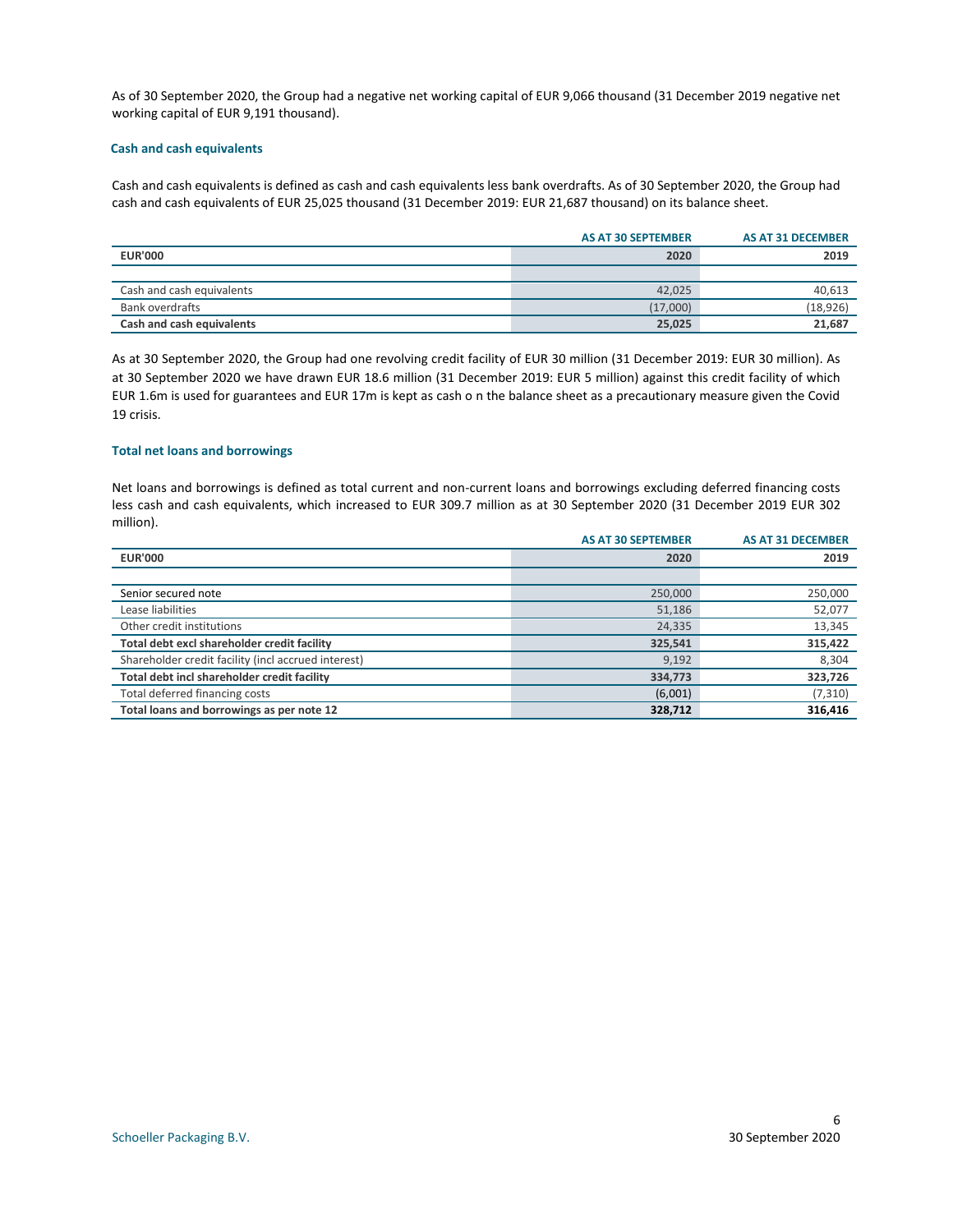As of 30 September 2020, the Group had a negative net working capital of EUR 9,066 thousand (31 December 2019 negative net working capital of EUR 9,191 thousand).

### Cash and cash equivalents

Cash and cash equivalents is defined as cash and cash equivalents less bank overdrafts. As of 30 September 2020, the Group had cash and cash equivalents of EUR 25,025 thousand (31 December 2019: EUR 21,687 thousand) on its balance sheet.

| | AS AT 30 SEPTEMBER | AS AT 31 DECEMBER |
|---|---|---|
| **EUR'000** | **2020** | **2019** |
| | | |
| Cash and cash equivalents | 42,025 | 40,613 |
| Bank overdrafts | (17,000) | (18,926) |
| **Cash and cash equivalents** | **25,025** | **21,687** |

As at 30 September 2020, the Group had one revolving credit facility of EUR 30 million (31 December 2019: EUR 30 million). As at 30 September 2020 we have drawn EUR 18.6 million (31 December 2019: EUR 5 million) against this credit facility of which EUR 1.6m is used for guarantees and EUR 17m is kept as cash o n the balance sheet as a precautionary measure given the Covid 19 crisis.

### Total net loans and borrowings

Net loans and borrowings is defined as total current and non-current loans and borrowings excluding deferred financing costs less cash and cash equivalents, which increased to EUR 309.7 million as at 30 September 2020 (31 December 2019 EUR 302 million).

| | AS AT 30 SEPTEMBER | AS AT 31 DECEMBER |
|---|---|---|
| **EUR'000** | **2020** | **2019** |
| | | |
| Senior secured note | 250,000 | 250,000 |
| Lease liabilities | 51,186 | 52,077 |
| Other credit institutions | 24,335 | 13,345 |
| **Total debt excl shareholder credit facility** | **325,541** | **315,422** |
| Shareholder credit facility (incl accrued interest) | 9,192 | 8,304 |
| **Total debt incl shareholder credit facility** | **334,773** | **323,726** |
| Total deferred financing costs | (6,001) | (7,310) |
| **Total loans and borrowings as per note 12** | **328,712** | **316,416** |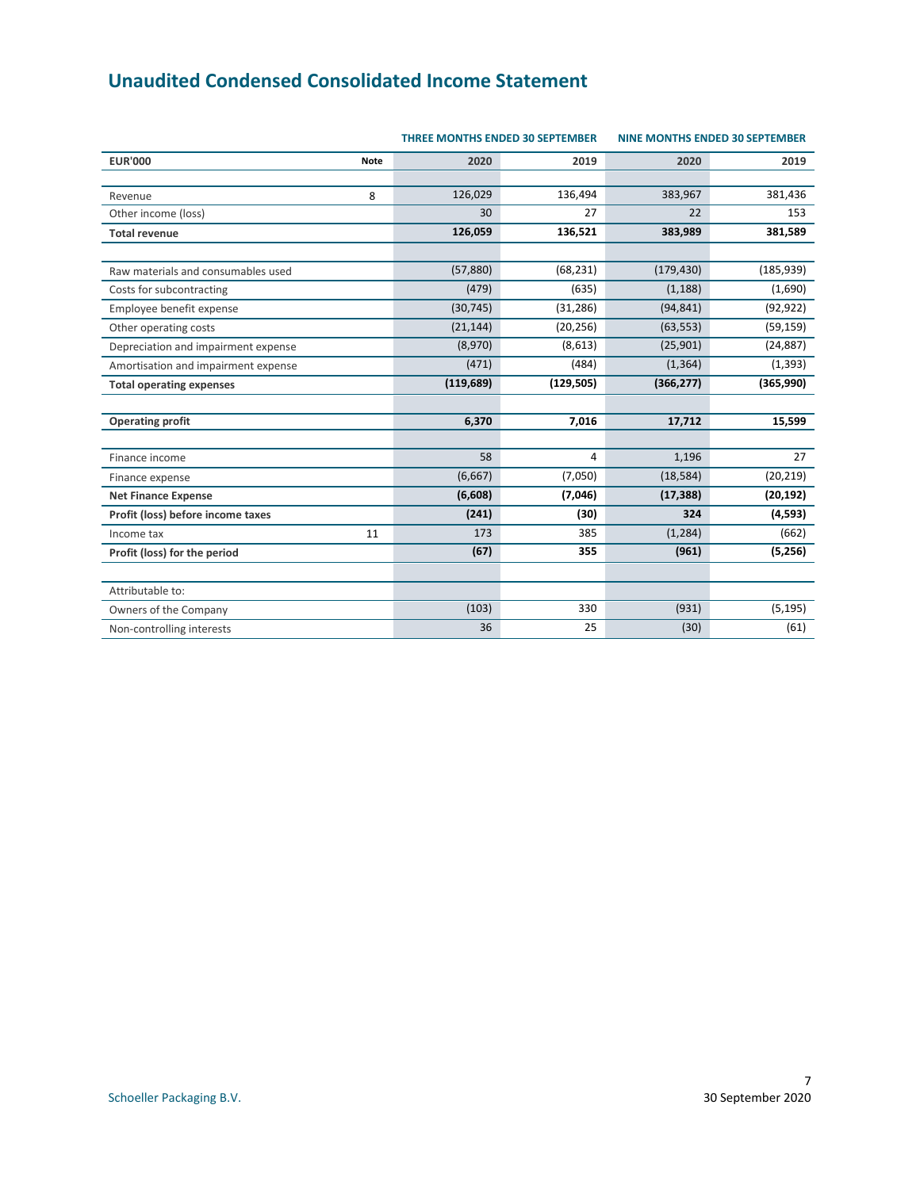# Unaudited Condensed Consolidated Income Statement

| | | THREE MONTHS ENDED 30 SEPTEMBER | | NINE MONTHS ENDED 30 SEPTEMBER | |
|---|---|---|---|---|---|
| **EUR'000** | **Note** | **2020** | **2019** | **2020** | **2019** |
| Revenue | 8 | 126,029 | 136,494 | 383,967 | 381,436 |
| Other income (loss) | | 30 | 27 | 22 | 153 |
| **Total revenue** | | **126,059** | **136,521** | **383,989** | **381,589** |
| Raw materials and consumables used | | (57,880) | (68,231) | (179,430) | (185,939) |
| Costs for subcontracting | | (479) | (635) | (1,188) | (1,690) |
| Employee benefit expense | | (30,745) | (31,286) | (94,841) | (92,922) |
| Other operating costs | | (21,144) | (20,256) | (63,553) | (59,159) |
| Depreciation and impairment expense | | (8,970) | (8,613) | (25,901) | (24,887) |
| Amortisation and impairment expense | | (471) | (484) | (1,364) | (1,393) |
| **Total operating expenses** | | **(119,689)** | **(129,505)** | **(366,277)** | **(365,990)** |
| **Operating profit** | | **6,370** | **7,016** | **17,712** | **15,599** |
| Finance income | | 58 | 4 | 1,196 | 27 |
| Finance expense | | (6,667) | (7,050) | (18,584) | (20,219) |
| **Net Finance Expense** | | **(6,608)** | **(7,046)** | **(17,388)** | **(20,192)** |
| **Profit (loss) before income taxes** | | **(241)** | **(30)** | **324** | **(4,593)** |
| Income tax | 11 | 173 | 385 | (1,284) | (662) |
| **Profit (loss) for the period** | | **(67)** | **355** | **(961)** | **(5,256)** |
| Attributable to: | | | | | |
| Owners of the Company | | (103) | 330 | (931) | (5,195) |
| Non-controlling interests | | 36 | 25 | (30) | (61) |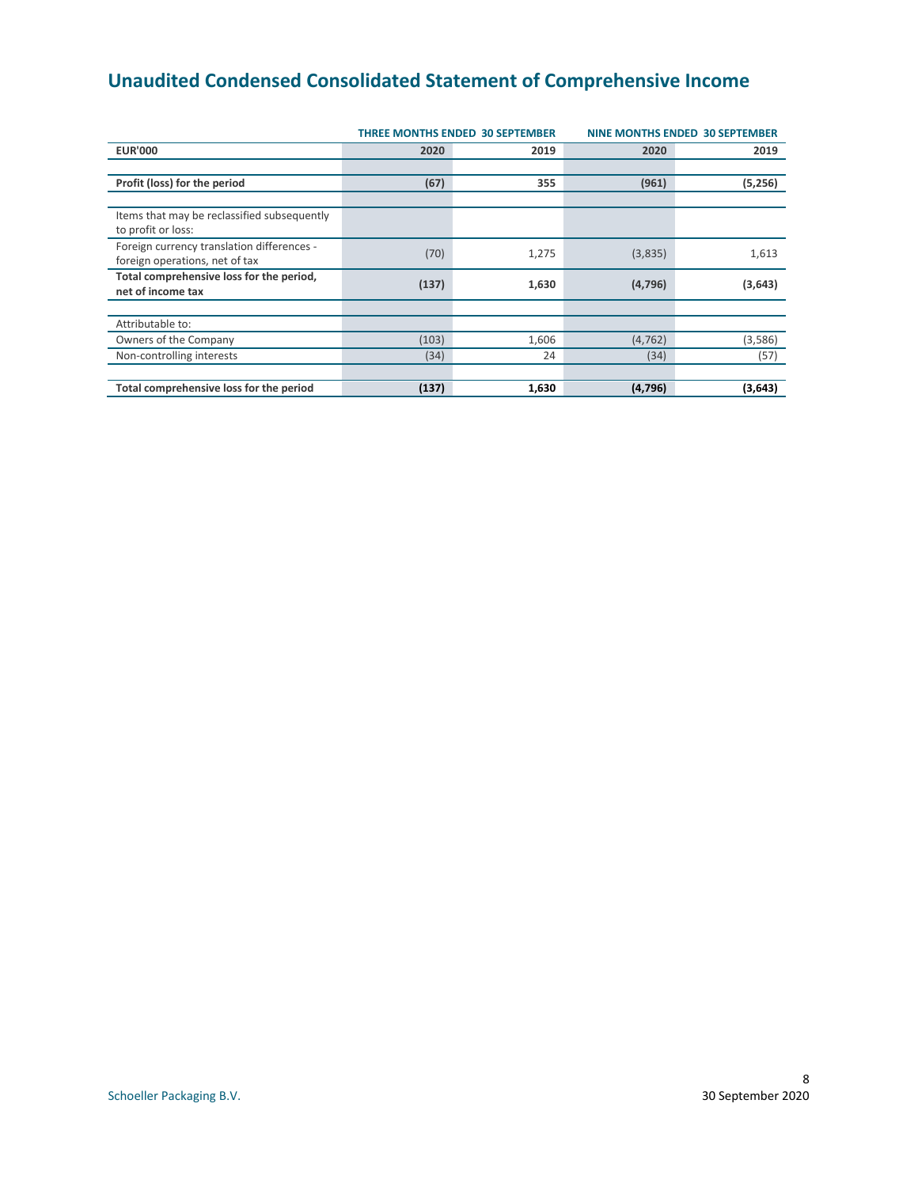# Unaudited Condensed Consolidated Statement of Comprehensive Income

| | THREE MONTHS ENDED 30 SEPTEMBER | | NINE MONTHS ENDED 30 SEPTEMBER | |
|---|---|---|---|---|
| **EUR'000** | **2020** | **2019** | **2020** | **2019** |
| **Profit (loss) for the period** | **(67)** | **355** | **(961)** | **(5,256)** |
| Items that may be reclassified subsequently to profit or loss: | | | | |
| Foreign currency translation differences - foreign operations, net of tax | (70) | 1,275 | (3,835) | 1,613 |
| **Total comprehensive loss for the period, net of income tax** | **(137)** | **1,630** | **(4,796)** | **(3,643)** |
| Attributable to: | | | | |
| Owners of the Company | (103) | 1,606 | (4,762) | (3,586) |
| Non-controlling interests | (34) | 24 | (34) | (57) |
| **Total comprehensive loss for the period** | **(137)** | **1,630** | **(4,796)** | **(3,643)** |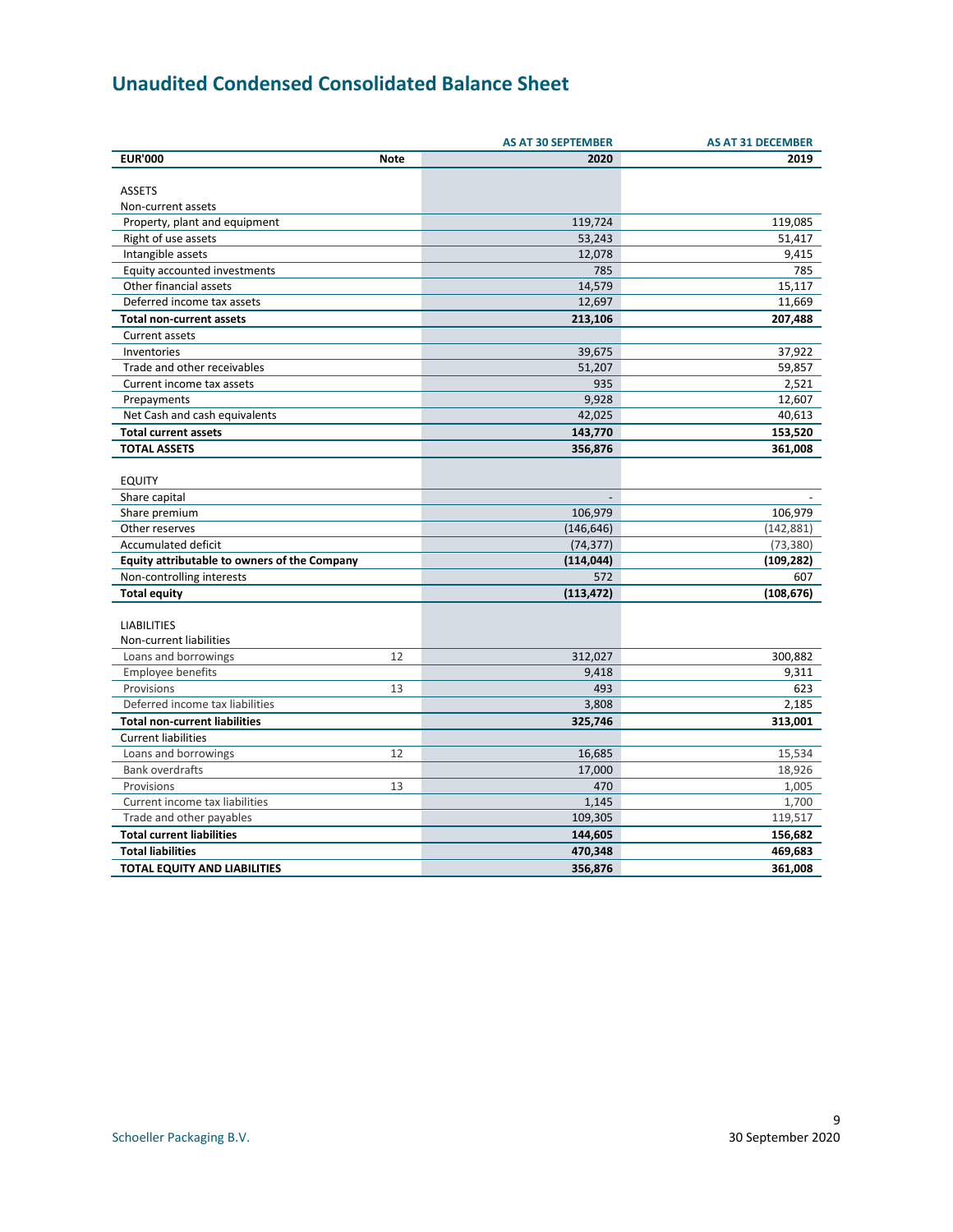# Unaudited Condensed Consolidated Balance Sheet

| | | AS AT 30 SEPTEMBER | AS AT 31 DECEMBER |
|---|---|---|---|
| **EUR'000** | **Note** | **2020** | **2019** |
| ASSETS | | | |
| Non-current assets | | | |
| Property, plant and equipment | | 119,724 | 119,085 |
| Right of use assets | | 53,243 | 51,417 |
| Intangible assets | | 12,078 | 9,415 |
| Equity accounted investments | | 785 | 785 |
| Other financial assets | | 14,579 | 15,117 |
| Deferred income tax assets | | 12,697 | 11,669 |
| **Total non-current assets** | | **213,106** | **207,488** |
| Current assets | | | |
| Inventories | | 39,675 | 37,922 |
| Trade and other receivables | | 51,207 | 59,857 |
| Current income tax assets | | 935 | 2,521 |
| Prepayments | | 9,928 | 12,607 |
| Net Cash and cash equivalents | | 42,025 | 40,613 |
| **Total current assets** | | **143,770** | **153,520** |
| **TOTAL ASSETS** | | **356,876** | **361,008** |
| EQUITY | | | |
| Share capital | | - | - |
| Share premium | | 106,979 | 106,979 |
| Other reserves | | (146,646) | (142,881) |
| Accumulated deficit | | (74,377) | (73,380) |
| **Equity attributable to owners of the Company** | | **(114,044)** | **(109,282)** |
| Non-controlling interests | | 572 | 607 |
| **Total equity** | | **(113,472)** | **(108,676)** |
| LIABILITIES | | | |
| Non-current liabilities | | | |
| Loans and borrowings | 12 | 312,027 | 300,882 |
| Employee benefits | | 9,418 | 9,311 |
| Provisions | 13 | 493 | 623 |
| Deferred income tax liabilities | | 3,808 | 2,185 |
| **Total non-current liabilities** | | **325,746** | **313,001** |
| Current liabilities | | | |
| Loans and borrowings | 12 | 16,685 | 15,534 |
| Bank overdrafts | | 17,000 | 18,926 |
| Provisions | 13 | 470 | 1,005 |
| Current income tax liabilities | | 1,145 | 1,700 |
| Trade and other payables | | 109,305 | 119,517 |
| **Total current liabilities** | | **144,605** | **156,682** |
| **Total liabilities** | | **470,348** | **469,683** |
| **TOTAL EQUITY AND LIABILITIES** | | **356,876** | **361,008** |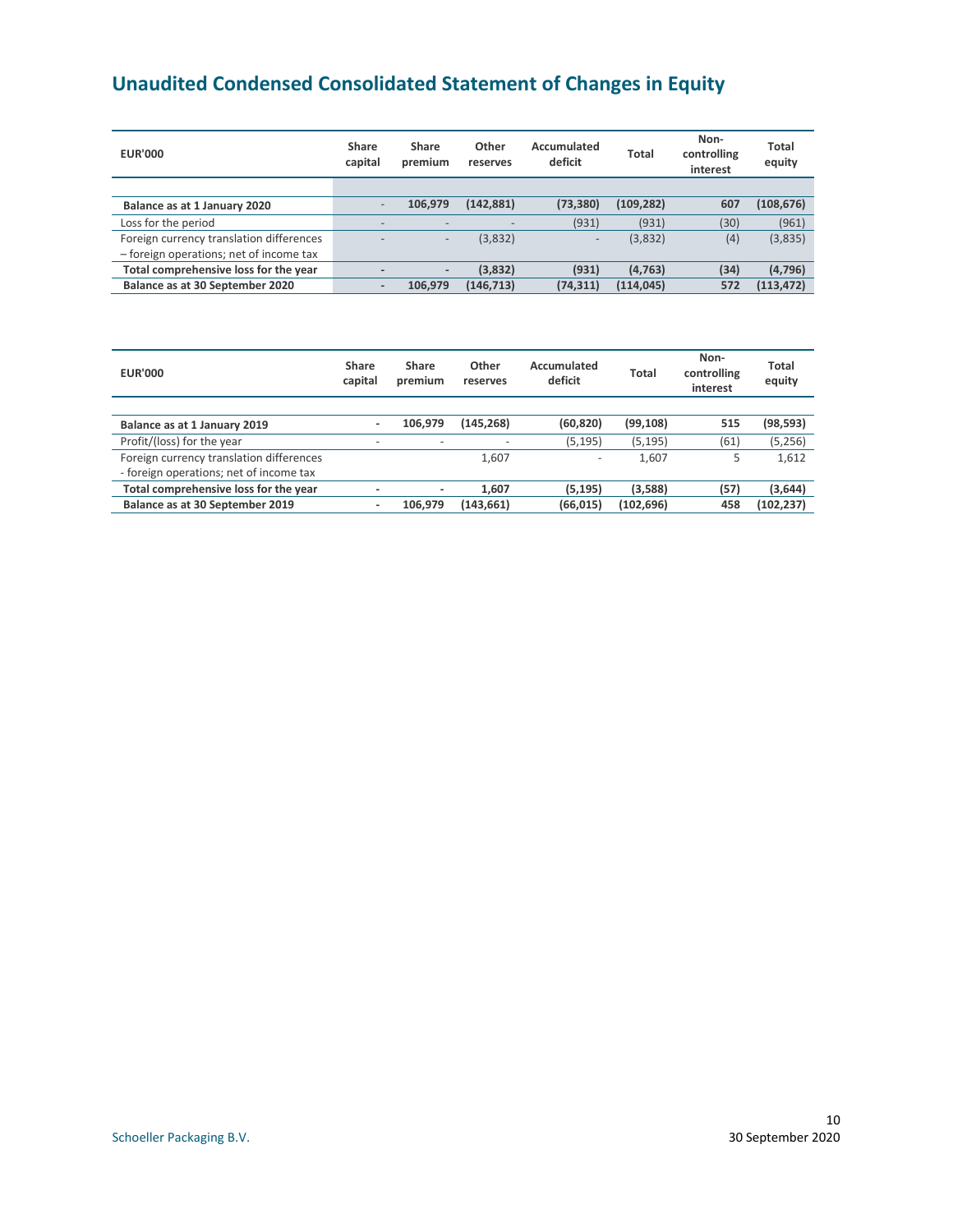# Unaudited Condensed Consolidated Statement of Changes in Equity

| EUR'000 | Share capital | Share premium | Other reserves | Accumulated deficit | Total | Non-controlling interest | Total equity |
|---|---|---|---|---|---|---|---|
| **Balance as at 1 January 2020** | - | **106,979** | **(142,881)** | **(73,380)** | **(109,282)** | **607** | **(108,676)** |
| Loss for the period | - | - | - | (931) | (931) | (30) | (961) |
| Foreign currency translation differences – foreign operations; net of income tax | - | - | (3,832) | - | (3,832) | (4) | (3,835) |
| **Total comprehensive loss for the year** | **-** | **-** | **(3,832)** | **(931)** | **(4,763)** | **(34)** | **(4,796)** |
| **Balance as at 30 September 2020** | **-** | **106,979** | **(146,713)** | **(74,311)** | **(114,045)** | **572** | **(113,472)** |

| EUR'000 | Share capital | Share premium | Other reserves | Accumulated deficit | Total | Non-controlling interest | Total equity |
|---|---|---|---|---|---|---|---|
| **Balance as at 1 January 2019** | **-** | **106,979** | **(145,268)** | **(60,820)** | **(99,108)** | **515** | **(98,593)** |
| Profit/(loss) for the year | - | - | - | (5,195) | (5,195) | (61) | (5,256) |
| Foreign currency translation differences - foreign operations; net of income tax | | | 1,607 | - | 1,607 | 5 | 1,612 |
| **Total comprehensive loss for the year** | **-** | **-** | **1,607** | **(5,195)** | **(3,588)** | **(57)** | **(3,644)** |
| **Balance as at 30 September 2019** | **-** | **106,979** | **(143,661)** | **(66,015)** | **(102,696)** | **458** | **(102,237)** |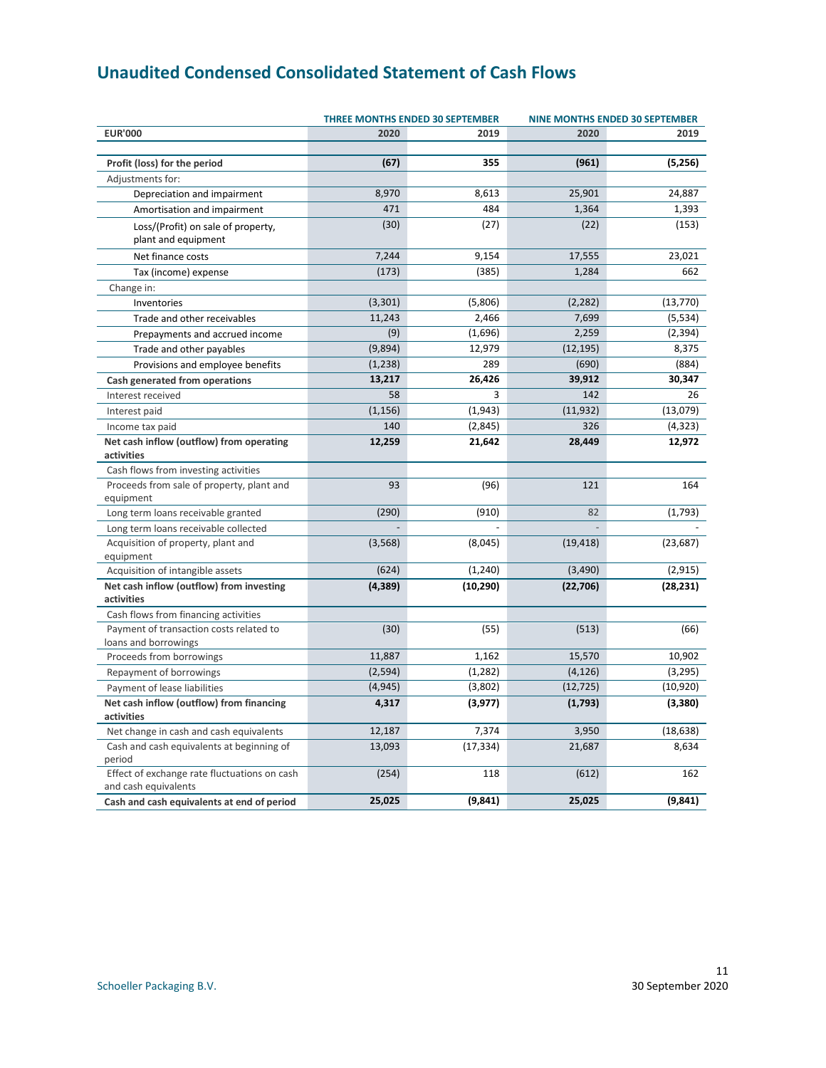## Unaudited Condensed Consolidated Statement of Cash Flows

| | THREE MONTHS ENDED 30 SEPTEMBER | | NINE MONTHS ENDED 30 SEPTEMBER | |
|---|---|---|---|---|
| **EUR'000** | **2020** | **2019** | **2020** | **2019** |
| **Profit (loss) for the period** | **(67)** | **355** | **(961)** | **(5,256)** |
| Adjustments for: | | | | |
| Depreciation and impairment | 8,970 | 8,613 | 25,901 | 24,887 |
| Amortisation and impairment | 471 | 484 | 1,364 | 1,393 |
| Loss/(Profit) on sale of property, plant and equipment | (30) | (27) | (22) | (153) |
| Net finance costs | 7,244 | 9,154 | 17,555 | 23,021 |
| Tax (income) expense | (173) | (385) | 1,284 | 662 |
| Change in: | | | | |
| Inventories | (3,301) | (5,806) | (2,282) | (13,770) |
| Trade and other receivables | 11,243 | 2,466 | 7,699 | (5,534) |
| Prepayments and accrued income | (9) | (1,696) | 2,259 | (2,394) |
| Trade and other payables | (9,894) | 12,979 | (12,195) | 8,375 |
| Provisions and employee benefits | (1,238) | 289 | (690) | (884) |
| **Cash generated from operations** | **13,217** | **26,426** | **39,912** | **30,347** |
| Interest received | 58 | 3 | 142 | 26 |
| Interest paid | (1,156) | (1,943) | (11,932) | (13,079) |
| Income tax paid | 140 | (2,845) | 326 | (4,323) |
| **Net cash inflow (outflow) from operating activities** | **12,259** | **21,642** | **28,449** | **12,972** |
| Cash flows from investing activities | | | | |
| Proceeds from sale of property, plant and equipment | 93 | (96) | 121 | 164 |
| Long term loans receivable granted | (290) | (910) | 82 | (1,793) |
| Long term loans receivable collected | - | - | - | - |
| Acquisition of property, plant and equipment | (3,568) | (8,045) | (19,418) | (23,687) |
| Acquisition of intangible assets | (624) | (1,240) | (3,490) | (2,915) |
| **Net cash inflow (outflow) from investing activities** | **(4,389)** | **(10,290)** | **(22,706)** | **(28,231)** |
| Cash flows from financing activities | | | | |
| Payment of transaction costs related to loans and borrowings | (30) | (55) | (513) | (66) |
| Proceeds from borrowings | 11,887 | 1,162 | 15,570 | 10,902 |
| Repayment of borrowings | (2,594) | (1,282) | (4,126) | (3,295) |
| Payment of lease liabilities | (4,945) | (3,802) | (12,725) | (10,920) |
| **Net cash inflow (outflow) from financing activities** | **4,317** | **(3,977)** | **(1,793)** | **(3,380)** |
| Net change in cash and cash equivalents | 12,187 | 7,374 | 3,950 | (18,638) |
| Cash and cash equivalents at beginning of period | 13,093 | (17,334) | 21,687 | 8,634 |
| Effect of exchange rate fluctuations on cash and cash equivalents | (254) | 118 | (612) | 162 |
| **Cash and cash equivalents at end of period** | **25,025** | **(9,841)** | **25,025** | **(9,841)** |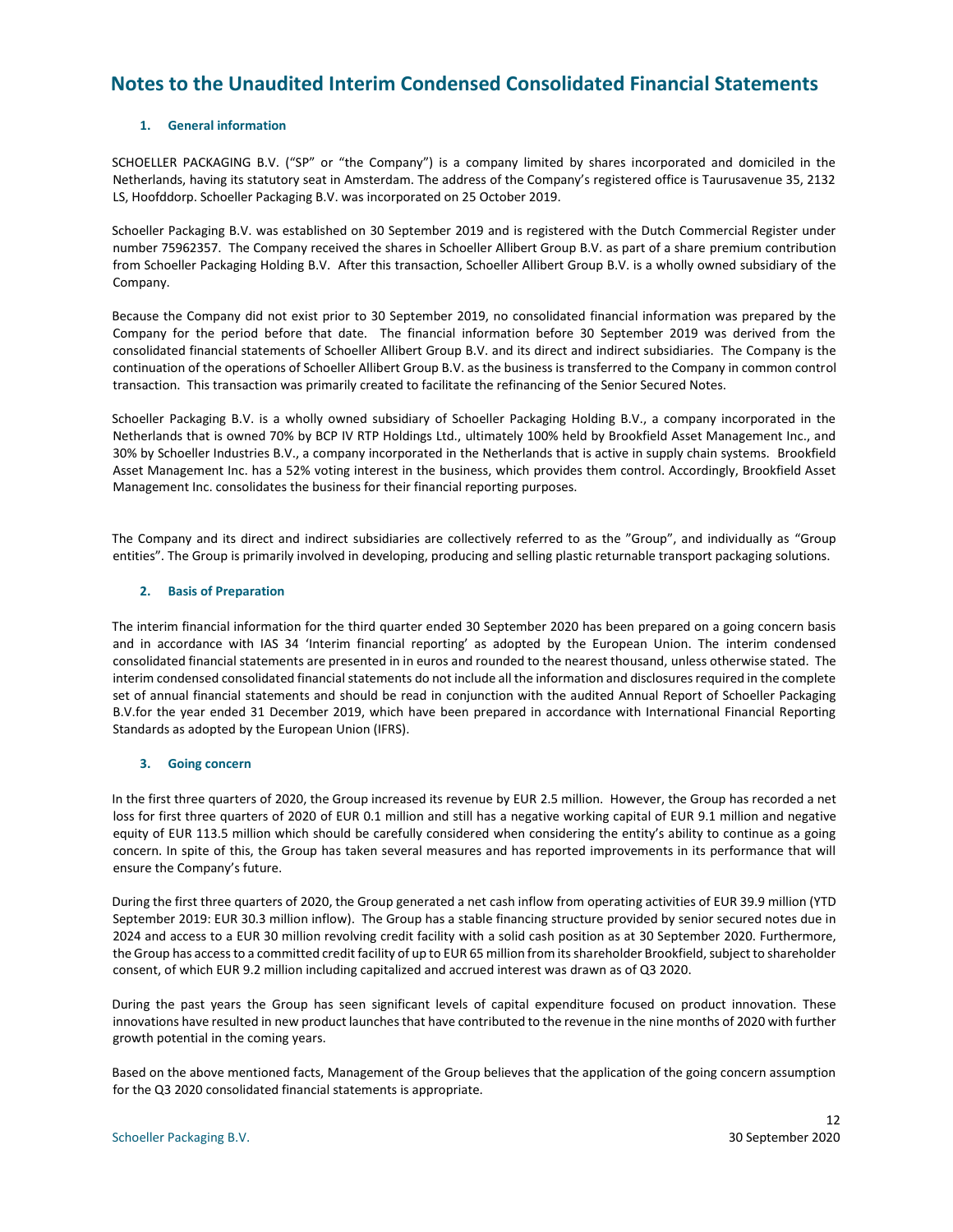# Notes to the Unaudited Interim Condensed Consolidated Financial Statements

### 1. General information

SCHOELLER PACKAGING B.V. ("SP" or "the Company") is a company limited by shares incorporated and domiciled in the Netherlands, having its statutory seat in Amsterdam. The address of the Company's registered office is Taurusavenue 35, 2132 LS, Hoofddorp. Schoeller Packaging B.V. was incorporated on 25 October 2019.

Schoeller Packaging B.V. was established on 30 September 2019 and is registered with the Dutch Commercial Register under number 75962357. The Company received the shares in Schoeller Allibert Group B.V. as part of a share premium contribution from Schoeller Packaging Holding B.V. After this transaction, Schoeller Allibert Group B.V. is a wholly owned subsidiary of the Company.

Because the Company did not exist prior to 30 September 2019, no consolidated financial information was prepared by the Company for the period before that date. The financial information before 30 September 2019 was derived from the consolidated financial statements of Schoeller Allibert Group B.V. and its direct and indirect subsidiaries. The Company is the continuation of the operations of Schoeller Allibert Group B.V. as the business is transferred to the Company in common control transaction. This transaction was primarily created to facilitate the refinancing of the Senior Secured Notes.

Schoeller Packaging B.V. is a wholly owned subsidiary of Schoeller Packaging Holding B.V., a company incorporated in the Netherlands that is owned 70% by BCP IV RTP Holdings Ltd., ultimately 100% held by Brookfield Asset Management Inc., and 30% by Schoeller Industries B.V., a company incorporated in the Netherlands that is active in supply chain systems. Brookfield Asset Management Inc. has a 52% voting interest in the business, which provides them control. Accordingly, Brookfield Asset Management Inc. consolidates the business for their financial reporting purposes.

The Company and its direct and indirect subsidiaries are collectively referred to as the "Group", and individually as "Group entities". The Group is primarily involved in developing, producing and selling plastic returnable transport packaging solutions.

### 2. Basis of Preparation

The interim financial information for the third quarter ended 30 September 2020 has been prepared on a going concern basis and in accordance with IAS 34 'Interim financial reporting' as adopted by the European Union. The interim condensed consolidated financial statements are presented in in euros and rounded to the nearest thousand, unless otherwise stated. The interim condensed consolidated financial statements do not include all the information and disclosures required in the complete set of annual financial statements and should be read in conjunction with the audited Annual Report of Schoeller Packaging B.V.for the year ended 31 December 2019, which have been prepared in accordance with International Financial Reporting Standards as adopted by the European Union (IFRS).

### 3. Going concern

In the first three quarters of 2020, the Group increased its revenue by EUR 2.5 million. However, the Group has recorded a net loss for first three quarters of 2020 of EUR 0.1 million and still has a negative working capital of EUR 9.1 million and negative equity of EUR 113.5 million which should be carefully considered when considering the entity's ability to continue as a going concern. In spite of this, the Group has taken several measures and has reported improvements in its performance that will ensure the Company's future.

During the first three quarters of 2020, the Group generated a net cash inflow from operating activities of EUR 39.9 million (YTD September 2019: EUR 30.3 million inflow). The Group has a stable financing structure provided by senior secured notes due in 2024 and access to a EUR 30 million revolving credit facility with a solid cash position as at 30 September 2020. Furthermore, the Group has access to a committed credit facility of up to EUR 65 million from its shareholder Brookfield, subject to shareholder consent, of which EUR 9.2 million including capitalized and accrued interest was drawn as of Q3 2020.

During the past years the Group has seen significant levels of capital expenditure focused on product innovation. These innovations have resulted in new product launches that have contributed to the revenue in the nine months of 2020 with further growth potential in the coming years.

Based on the above mentioned facts, Management of the Group believes that the application of the going concern assumption for the Q3 2020 consolidated financial statements is appropriate.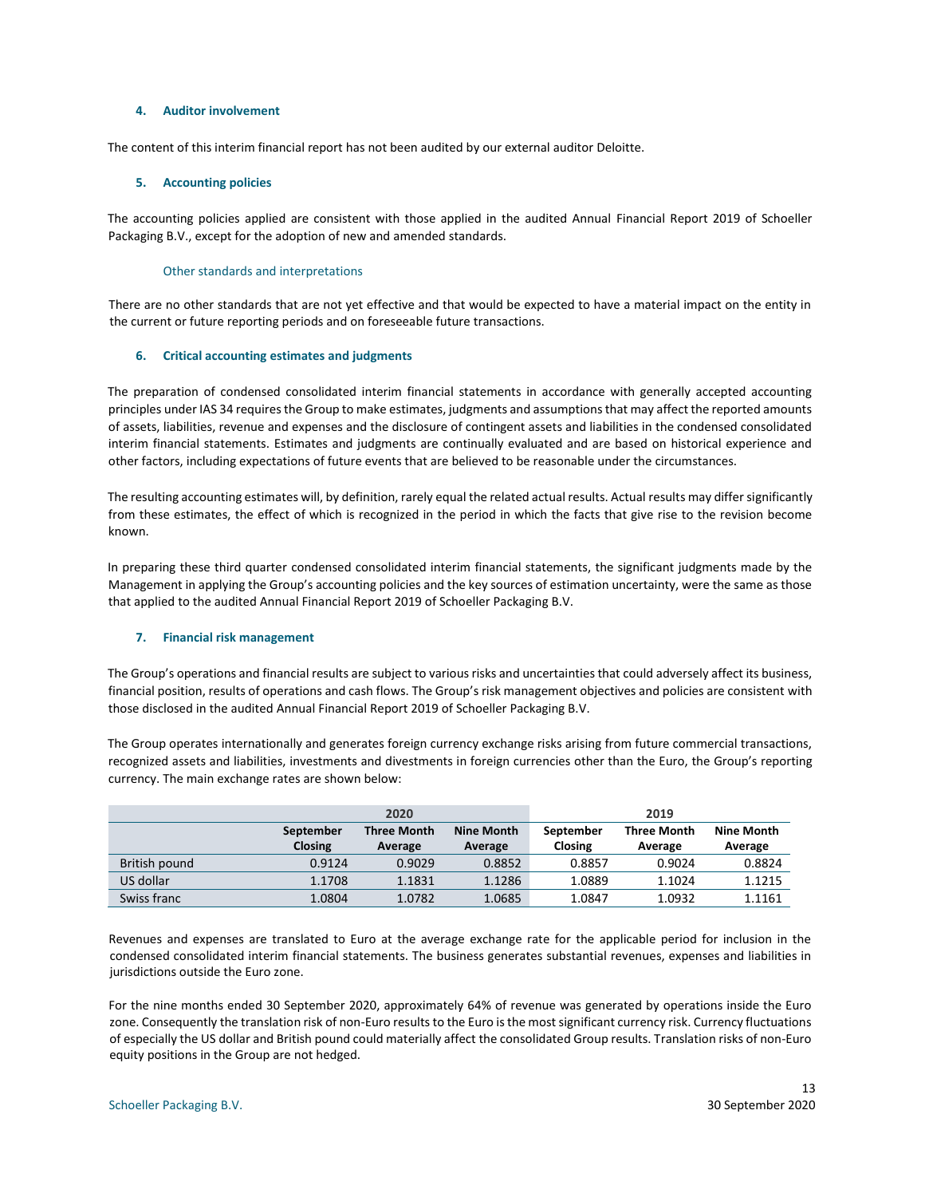#### 4. Auditor involvement

The content of this interim financial report has not been audited by our external auditor Deloitte.

#### 5. Accounting policies

The accounting policies applied are consistent with those applied in the audited Annual Financial Report 2019 of Schoeller Packaging B.V., except for the adoption of new and amended standards.

##### Other standards and interpretations

There are no other standards that are not yet effective and that would be expected to have a material impact on the entity in the current or future reporting periods and on foreseeable future transactions.

#### 6. Critical accounting estimates and judgments

The preparation of condensed consolidated interim financial statements in accordance with generally accepted accounting principles under IAS 34 requires the Group to make estimates, judgments and assumptions that may affect the reported amounts of assets, liabilities, revenue and expenses and the disclosure of contingent assets and liabilities in the condensed consolidated interim financial statements. Estimates and judgments are continually evaluated and are based on historical experience and other factors, including expectations of future events that are believed to be reasonable under the circumstances.

The resulting accounting estimates will, by definition, rarely equal the related actual results. Actual results may differ significantly from these estimates, the effect of which is recognized in the period in which the facts that give rise to the revision become known.

In preparing these third quarter condensed consolidated interim financial statements, the significant judgments made by the Management in applying the Group's accounting policies and the key sources of estimation uncertainty, were the same as those that applied to the audited Annual Financial Report 2019 of Schoeller Packaging B.V.

#### 7. Financial risk management

The Group's operations and financial results are subject to various risks and uncertainties that could adversely affect its business, financial position, results of operations and cash flows. The Group's risk management objectives and policies are consistent with those disclosed in the audited Annual Financial Report 2019 of Schoeller Packaging B.V.

The Group operates internationally and generates foreign currency exchange risks arising from future commercial transactions, recognized assets and liabilities, investments and divestments in foreign currencies other than the Euro, the Group's reporting currency. The main exchange rates are shown below:

| | 2020 | | | 2019 | | |
|---|---|---|---|---|---|---|
| | September Closing | Three Month Average | Nine Month Average | September Closing | Three Month Average | Nine Month Average |
| British pound | 0.9124 | 0.9029 | 0.8852 | 0.8857 | 0.9024 | 0.8824 |
| US dollar | 1.1708 | 1.1831 | 1.1286 | 1.0889 | 1.1024 | 1.1215 |
| Swiss franc | 1.0804 | 1.0782 | 1.0685 | 1.0847 | 1.0932 | 1.1161 |

Revenues and expenses are translated to Euro at the average exchange rate for the applicable period for inclusion in the condensed consolidated interim financial statements. The business generates substantial revenues, expenses and liabilities in jurisdictions outside the Euro zone.

For the nine months ended 30 September 2020, approximately 64% of revenue was generated by operations inside the Euro zone. Consequently the translation risk of non-Euro results to the Euro is the most significant currency risk. Currency fluctuations of especially the US dollar and British pound could materially affect the consolidated Group results. Translation risks of non-Euro equity positions in the Group are not hedged.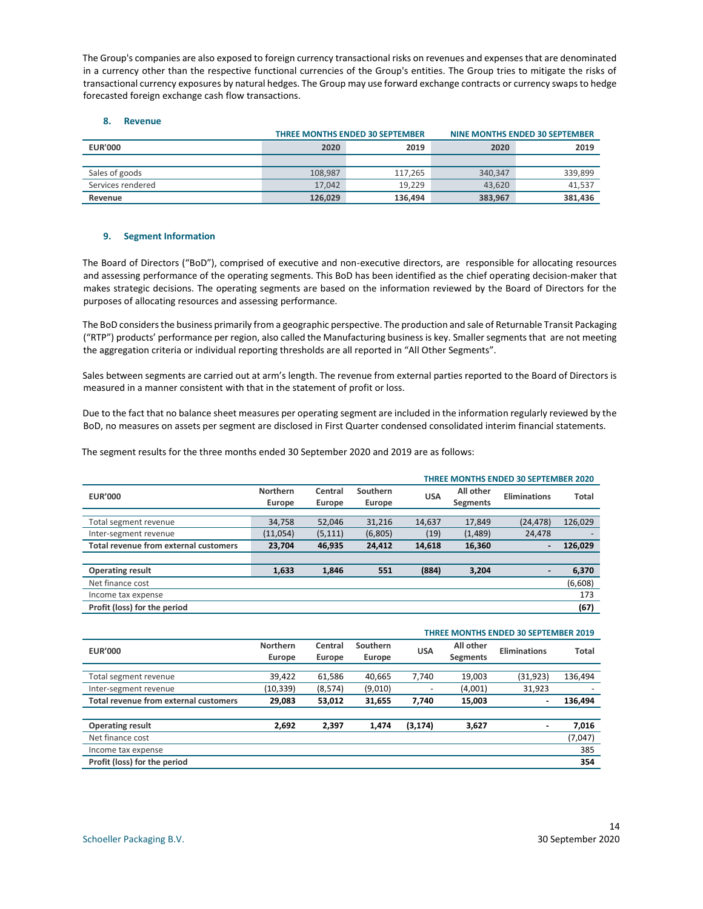The Group's companies are also exposed to foreign currency transactional risks on revenues and expenses that are denominated in a currency other than the respective functional currencies of the Group's entities. The Group tries to mitigate the risks of transactional currency exposures by natural hedges. The Group may use forward exchange contracts or currency swaps to hedge forecasted foreign exchange cash flow transactions.

### 8. Revenue

| | THREE MONTHS ENDED 30 SEPTEMBER | | NINE MONTHS ENDED 30 SEPTEMBER | |
|---|---|---|---|---|
| **EUR'000** | **2020** | **2019** | **2020** | **2019** |
| Sales of goods | 108,987 | 117,265 | 340,347 | 339,899 |
| Services rendered | 17,042 | 19,229 | 43,620 | 41,537 |
| **Revenue** | **126,029** | **136,494** | **383,967** | **381,436** |

### 9. Segment Information

The Board of Directors ("BoD"), comprised of executive and non-executive directors, are responsible for allocating resources and assessing performance of the operating segments. This BoD has been identified as the chief operating decision-maker that makes strategic decisions. The operating segments are based on the information reviewed by the Board of Directors for the purposes of allocating resources and assessing performance.

The BoD considers the business primarily from a geographic perspective. The production and sale of Returnable Transit Packaging ("RTP") products' performance per region, also called the Manufacturing business is key. Smaller segments that are not meeting the aggregation criteria or individual reporting thresholds are all reported in "All Other Segments".

Sales between segments are carried out at arm's length. The revenue from external parties reported to the Board of Directors is measured in a manner consistent with that in the statement of profit or loss.

Due to the fact that no balance sheet measures per operating segment are included in the information regularly reviewed by the BoD, no measures on assets per segment are disclosed in First Quarter condensed consolidated interim financial statements.

The segment results for the three months ended 30 September 2020 and 2019 are as follows:

| THREE MONTHS ENDED 30 SEPTEMBER 2020 | | | | | | | |
|---|---|---|---|---|---|---|---|
| **EUR'000** | **Northern Europe** | **Central Europe** | **Southern Europe** | **USA** | **All other Segments** | **Eliminations** | **Total** |
| Total segment revenue | 34,758 | 52,046 | 31,216 | 14,637 | 17,849 | (24,478) | 126,029 |
| Inter-segment revenue | (11,054) | (5,111) | (6,805) | (19) | (1,489) | 24,478 | - |
| **Total revenue from external customers** | **23,704** | **46,935** | **24,412** | **14,618** | **16,360** | **-** | **126,029** |
| **Operating result** | **1,633** | **1,846** | **551** | **(884)** | **3,204** | **-** | **6,370** |
| Net finance cost | | | | | | | (6,608) |
| Income tax expense | | | | | | | 173 |
| **Profit (loss) for the period** | | | | | | | **(67)** |

| THREE MONTHS ENDED 30 SEPTEMBER 2019 | | | | | | | |
|---|---|---|---|---|---|---|---|
| **EUR'000** | **Northern Europe** | **Central Europe** | **Southern Europe** | **USA** | **All other Segments** | **Eliminations** | **Total** |
| Total segment revenue | 39,422 | 61,586 | 40,665 | 7,740 | 19,003 | (31,923) | 136,494 |
| Inter-segment revenue | (10,339) | (8,574) | (9,010) | - | (4,001) | 31,923 | - |
| **Total revenue from external customers** | **29,083** | **53,012** | **31,655** | **7,740** | **15,003** | **-** | **136,494** |
| **Operating result** | **2,692** | **2,397** | **1,474** | **(3,174)** | **3,627** | **-** | **7,016** |
| Net finance cost | | | | | | | (7,047) |
| Income tax expense | | | | | | | 385 |
| **Profit (loss) for the period** | | | | | | | **354** |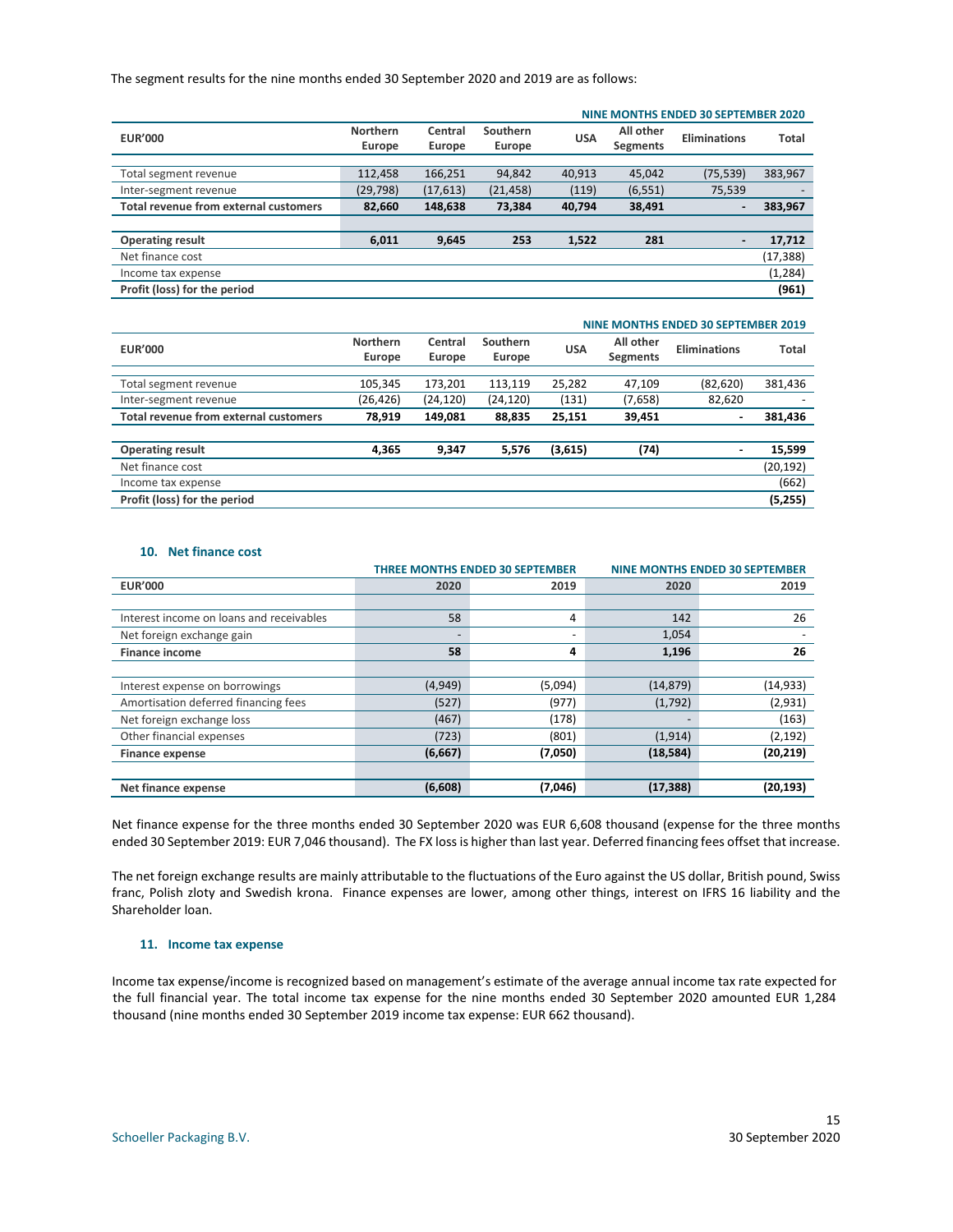The segment results for the nine months ended 30 September 2020 and 2019 are as follows:

| | | | | | | | NINE MONTHS ENDED 30 SEPTEMBER 2020 |
|---|---|---|---|---|---|---|---|
| **EUR'000** | **Northern Europe** | **Central Europe** | **Southern Europe** | **USA** | **All other Segments** | **Eliminations** | **Total** |
| Total segment revenue | 112,458 | 166,251 | 94,842 | 40,913 | 45,042 | (75,539) | 383,967 |
| Inter-segment revenue | (29,798) | (17,613) | (21,458) | (119) | (6,551) | 75,539 | - |
| **Total revenue from external customers** | **82,660** | **148,638** | **73,384** | **40,794** | **38,491** | **-** | **383,967** |
| | | | | | | | |
| **Operating result** | **6,011** | **9,645** | **253** | **1,522** | **281** | **-** | **17,712** |
| Net finance cost | | | | | | | (17,388) |
| Income tax expense | | | | | | | (1,284) |
| **Profit (loss) for the period** | | | | | | | **(961)** |

| | | | | | | | NINE MONTHS ENDED 30 SEPTEMBER 2019 |
|---|---|---|---|---|---|---|---|
| **EUR'000** | **Northern Europe** | **Central Europe** | **Southern Europe** | **USA** | **All other Segments** | **Eliminations** | **Total** |
| Total segment revenue | 105,345 | 173,201 | 113,119 | 25,282 | 47,109 | (82,620) | 381,436 |
| Inter-segment revenue | (26,426) | (24,120) | (24,120) | (131) | (7,658) | 82,620 | - |
| **Total revenue from external customers** | **78,919** | **149,081** | **88,835** | **25,151** | **39,451** | **-** | **381,436** |
| | | | | | | | |
| **Operating result** | **4,365** | **9,347** | **5,576** | **(3,615)** | **(74)** | **-** | **15,599** |
| Net finance cost | | | | | | | (20,192) |
| Income tax expense | | | | | | | (662) |
| **Profit (loss) for the period** | | | | | | | **(5,255)** |

## 10. Net finance cost

| | THREE MONTHS ENDED 30 SEPTEMBER | | NINE MONTHS ENDED 30 SEPTEMBER | |
|---|---|---|---|---|
| **EUR'000** | **2020** | **2019** | **2020** | **2019** |
| | | | | |
| Interest income on loans and receivables | 58 | 4 | 142 | 26 |
| Net foreign exchange gain | - | - | 1,054 | - |
| **Finance income** | **58** | **4** | **1,196** | **26** |
| | | | | |
| Interest expense on borrowings | (4,949) | (5,094) | (14,879) | (14,933) |
| Amortisation deferred financing fees | (527) | (977) | (1,792) | (2,931) |
| Net foreign exchange loss | (467) | (178) | - | (163) |
| Other financial expenses | (723) | (801) | (1,914) | (2,192) |
| **Finance expense** | **(6,667)** | **(7,050)** | **(18,584)** | **(20,219)** |
| | | | | |
| **Net finance expense** | **(6,608)** | **(7,046)** | **(17,388)** | **(20,193)** |

Net finance expense for the three months ended 30 September 2020 was EUR 6,608 thousand (expense for the three months ended 30 September 2019: EUR 7,046 thousand). The FX loss is higher than last year. Deferred financing fees offset that increase.

The net foreign exchange results are mainly attributable to the fluctuations of the Euro against the US dollar, British pound, Swiss franc, Polish zloty and Swedish krona. Finance expenses are lower, among other things, interest on IFRS 16 liability and the Shareholder loan.

## 11. Income tax expense

Income tax expense/income is recognized based on management's estimate of the average annual income tax rate expected for the full financial year. The total income tax expense for the nine months ended 30 September 2020 amounted EUR 1,284 thousand (nine months ended 30 September 2019 income tax expense: EUR 662 thousand).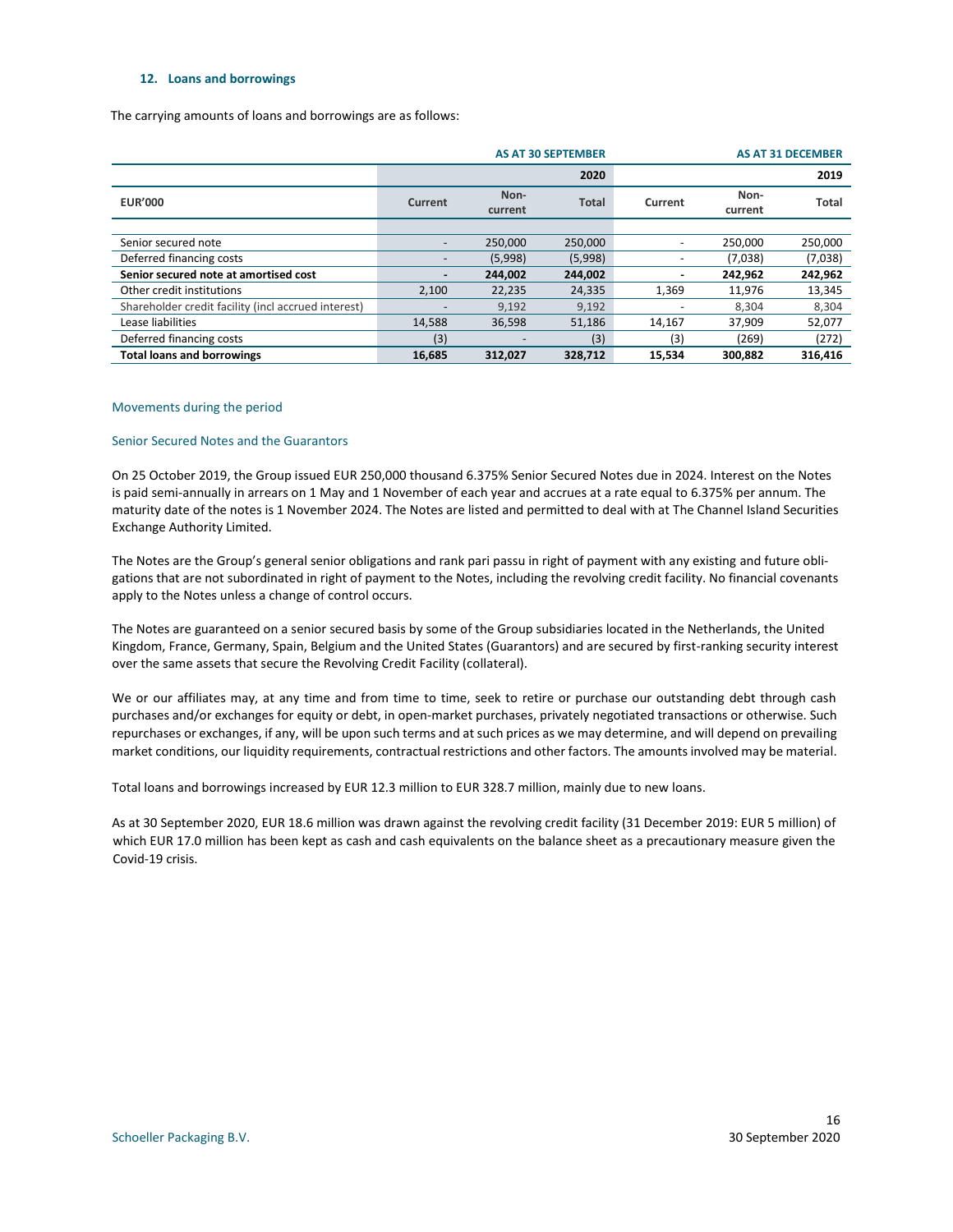### 12. Loans and borrowings

The carrying amounts of loans and borrowings are as follows:

| | AS AT 30 SEPTEMBER | | | AS AT 31 DECEMBER | | |
|---|---|---|---|---|---|---|
| | | | 2020 | | | 2019 |
| EUR'000 | Current | Non-current | Total | Current | Non-current | Total |
| Senior secured note | - | 250,000 | 250,000 | - | 250,000 | 250,000 |
| Deferred financing costs | - | (5,998) | (5,998) | - | (7,038) | (7,038) |
| **Senior secured note at amortised cost** | **-** | **244,002** | **244,002** | **-** | **242,962** | **242,962** |
| Other credit institutions | 2,100 | 22,235 | 24,335 | 1,369 | 11,976 | 13,345 |
| Shareholder credit facility (incl accrued interest) | - | 9,192 | 9,192 | - | 8,304 | 8,304 |
| Lease liabilities | 14,588 | 36,598 | 51,186 | 14,167 | 37,909 | 52,077 |
| Deferred financing costs | (3) | - | (3) | (3) | (269) | (272) |
| **Total loans and borrowings** | **16,685** | **312,027** | **328,712** | **15,534** | **300,882** | **316,416** |

Movements during the period

Senior Secured Notes and the Guarantors

On 25 October 2019, the Group issued EUR 250,000 thousand 6.375% Senior Secured Notes due in 2024. Interest on the Notes is paid semi-annually in arrears on 1 May and 1 November of each year and accrues at a rate equal to 6.375% per annum. The maturity date of the notes is 1 November 2024. The Notes are listed and permitted to deal with at The Channel Island Securities Exchange Authority Limited.

The Notes are the Group's general senior obligations and rank pari passu in right of payment with any existing and future obligations that are not subordinated in right of payment to the Notes, including the revolving credit facility. No financial covenants apply to the Notes unless a change of control occurs.

The Notes are guaranteed on a senior secured basis by some of the Group subsidiaries located in the Netherlands, the United Kingdom, France, Germany, Spain, Belgium and the United States (Guarantors) and are secured by first-ranking security interest over the same assets that secure the Revolving Credit Facility (collateral).

We or our affiliates may, at any time and from time to time, seek to retire or purchase our outstanding debt through cash purchases and/or exchanges for equity or debt, in open-market purchases, privately negotiated transactions or otherwise. Such repurchases or exchanges, if any, will be upon such terms and at such prices as we may determine, and will depend on prevailing market conditions, our liquidity requirements, contractual restrictions and other factors. The amounts involved may be material.

Total loans and borrowings increased by EUR 12.3 million to EUR 328.7 million, mainly due to new loans.

As at 30 September 2020, EUR 18.6 million was drawn against the revolving credit facility (31 December 2019: EUR 5 million) of which EUR 17.0 million has been kept as cash and cash equivalents on the balance sheet as a precautionary measure given the Covid-19 crisis.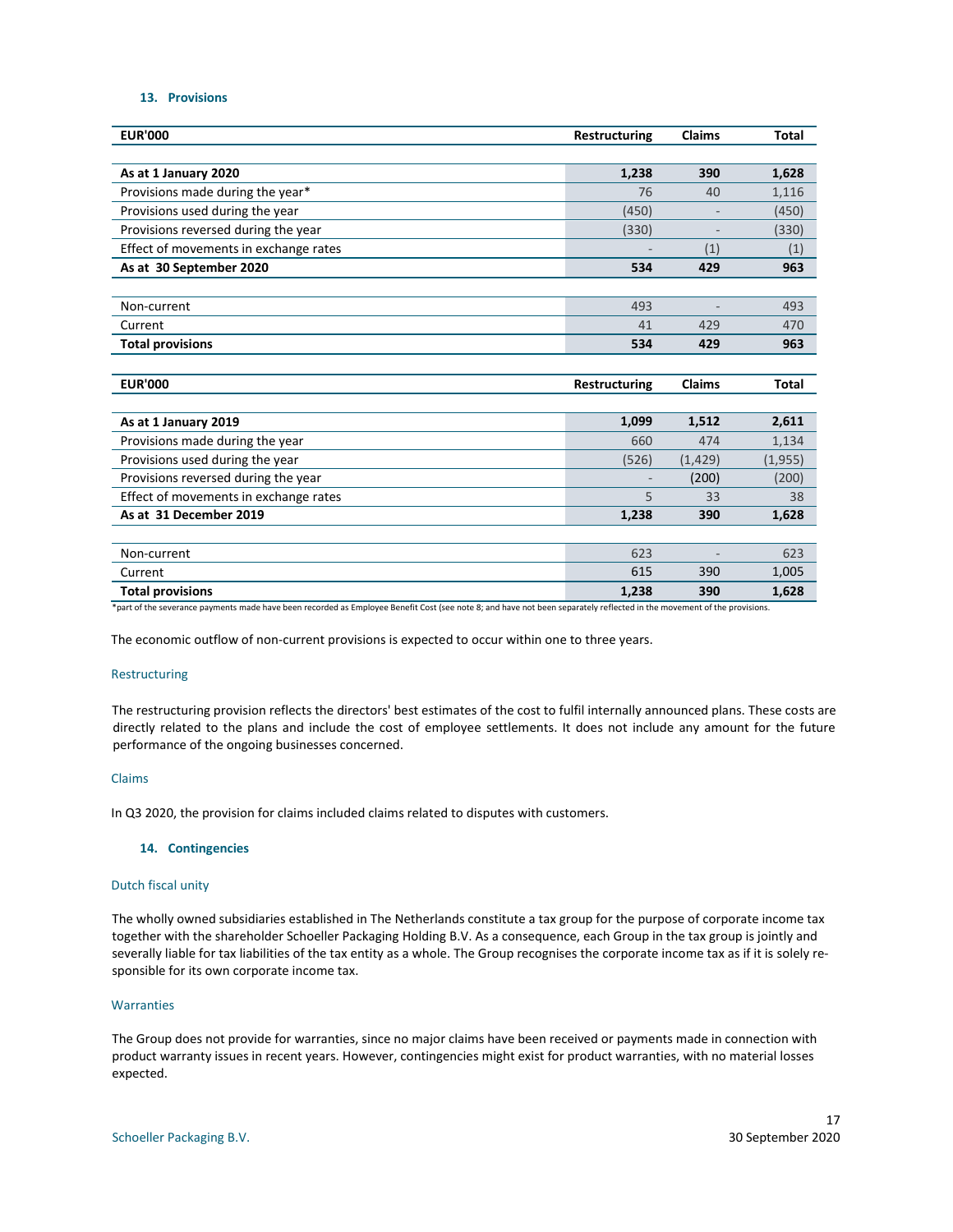## 13. Provisions

| EUR'000 | Restructuring | Claims | Total |
|---|---|---|---|
| **As at 1 January 2020** | **1,238** | **390** | **1,628** |
| Provisions made during the year* | 76 | 40 | 1,116 |
| Provisions used during the year | (450) | - | (450) |
| Provisions reversed during the year | (330) | - | (330) |
| Effect of movements in exchange rates | - | (1) | (1) |
| **As at 30 September 2020** | **534** | **429** | **963** |
| | | | |
| Non-current | 493 | - | 493 |
| Current | 41 | 429 | 470 |
| **Total provisions** | **534** | **429** | **963** |

| EUR'000 | Restructuring | Claims | Total |
|---|---|---|---|
| **As at 1 January 2019** | **1,099** | **1,512** | **2,611** |
| Provisions made during the year | 660 | 474 | 1,134 |
| Provisions used during the year | (526) | (1,429) | (1,955) |
| Provisions reversed during the year | - | (200) | (200) |
| Effect of movements in exchange rates | 5 | 33 | 38 |
| **As at 31 December 2019** | **1,238** | **390** | **1,628** |
| | | | |
| Non-current | 623 | - | 623 |
| Current | 615 | 390 | 1,005 |
| **Total provisions** | **1,238** | **390** | **1,628** |

*part of the severance payments made have been recorded as Employee Benefit Cost (see note 8; and have not been separately reflected in the movement of the provisions.

The economic outflow of non-current provisions is expected to occur within one to three years.

### Restructuring

The restructuring provision reflects the directors' best estimates of the cost to fulfil internally announced plans. These costs are directly related to the plans and include the cost of employee settlements. It does not include any amount for the future performance of the ongoing businesses concerned.

### Claims

In Q3 2020, the provision for claims included claims related to disputes with customers.

## 14. Contingencies

### Dutch fiscal unity

The wholly owned subsidiaries established in The Netherlands constitute a tax group for the purpose of corporate income tax together with the shareholder Schoeller Packaging Holding B.V. As a consequence, each Group in the tax group is jointly and severally liable for tax liabilities of the tax entity as a whole. The Group recognises the corporate income tax as if it is solely responsible for its own corporate income tax.

### Warranties

The Group does not provide for warranties, since no major claims have been received or payments made in connection with product warranty issues in recent years. However, contingencies might exist for product warranties, with no material losses expected.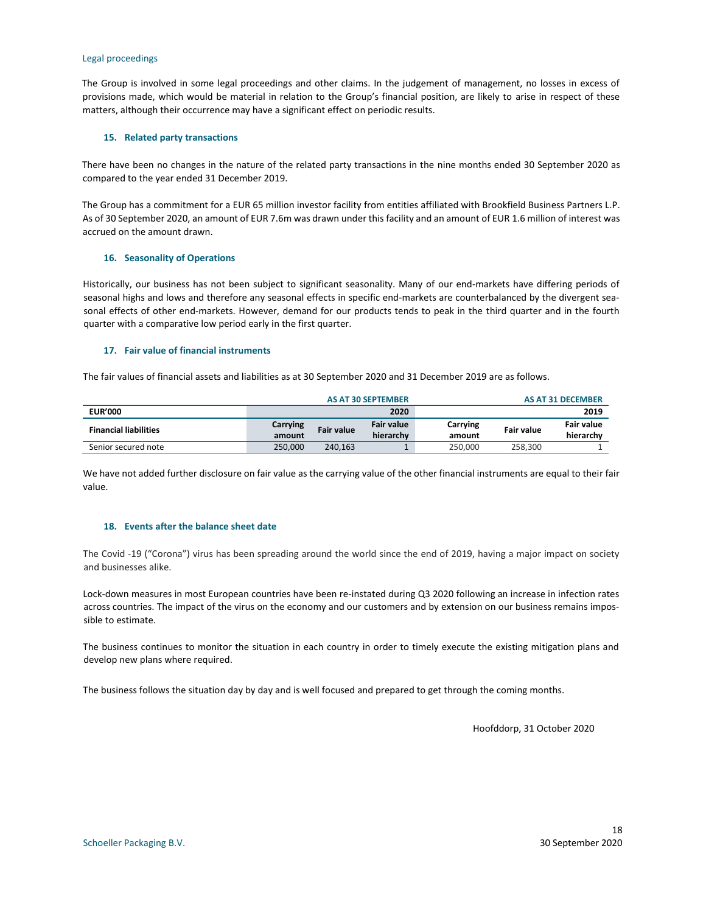### Legal proceedings

The Group is involved in some legal proceedings and other claims. In the judgement of management, no losses in excess of provisions made, which would be material in relation to the Group's financial position, are likely to arise in respect of these matters, although their occurrence may have a significant effect on periodic results.

## 15. Related party transactions

There have been no changes in the nature of the related party transactions in the nine months ended 30 September 2020 as compared to the year ended 31 December 2019.

The Group has a commitment for a EUR 65 million investor facility from entities affiliated with Brookfield Business Partners L.P. As of 30 September 2020, an amount of EUR 7.6m was drawn under this facility and an amount of EUR 1.6 million of interest was accrued on the amount drawn.

## 16. Seasonality of Operations

Historically, our business has not been subject to significant seasonality. Many of our end-markets have differing periods of seasonal highs and lows and therefore any seasonal effects in specific end-markets are counterbalanced by the divergent seasonal effects of other end-markets. However, demand for our products tends to peak in the third quarter and in the fourth quarter with a comparative low period early in the first quarter.

## 17. Fair value of financial instruments

The fair values of financial assets and liabilities as at 30 September 2020 and 31 December 2019 are as follows.

| | AS AT 30 SEPTEMBER | | | AS AT 31 DECEMBER | | |
|---|---|---|---|---|---|---|
| **EUR'000** | | | **2020** | | | **2019** |
| **Financial liabilities** | **Carrying amount** | **Fair value** | **Fair value hierarchy** | **Carrying amount** | **Fair value** | **Fair value hierarchy** |
| Senior secured note | 250,000 | 240,163 | 1 | 250,000 | 258,300 | 1 |

We have not added further disclosure on fair value as the carrying value of the other financial instruments are equal to their fair value.

## 18. Events after the balance sheet date

The Covid -19 ("Corona") virus has been spreading around the world since the end of 2019, having a major impact on society and businesses alike.

Lock-down measures in most European countries have been re-instated during Q3 2020 following an increase in infection rates across countries. The impact of the virus on the economy and our customers and by extension on our business remains impossible to estimate.

The business continues to monitor the situation in each country in order to timely execute the existing mitigation plans and develop new plans where required.

The business follows the situation day by day and is well focused and prepared to get through the coming months.

Hoofddorp, 31 October 2020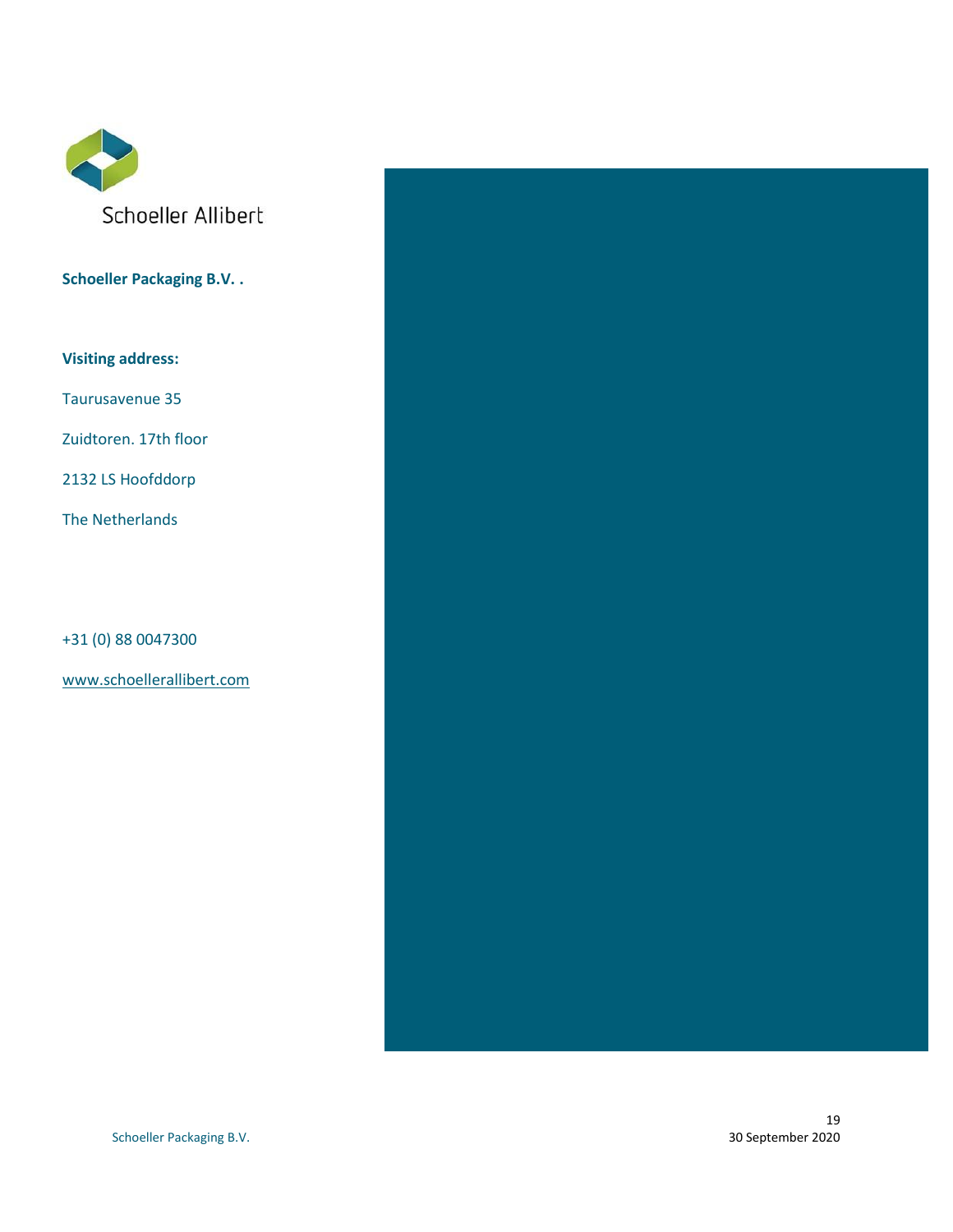Schoeller Allibert

**Schoeller Packaging B.V. .**

**Visiting address:**

Taurusavenue 35

Zuidtoren. 17th floor

2132 LS Hoofddorp

The Netherlands

+31 (0) 88 0047300

www.schoellerallibert.com